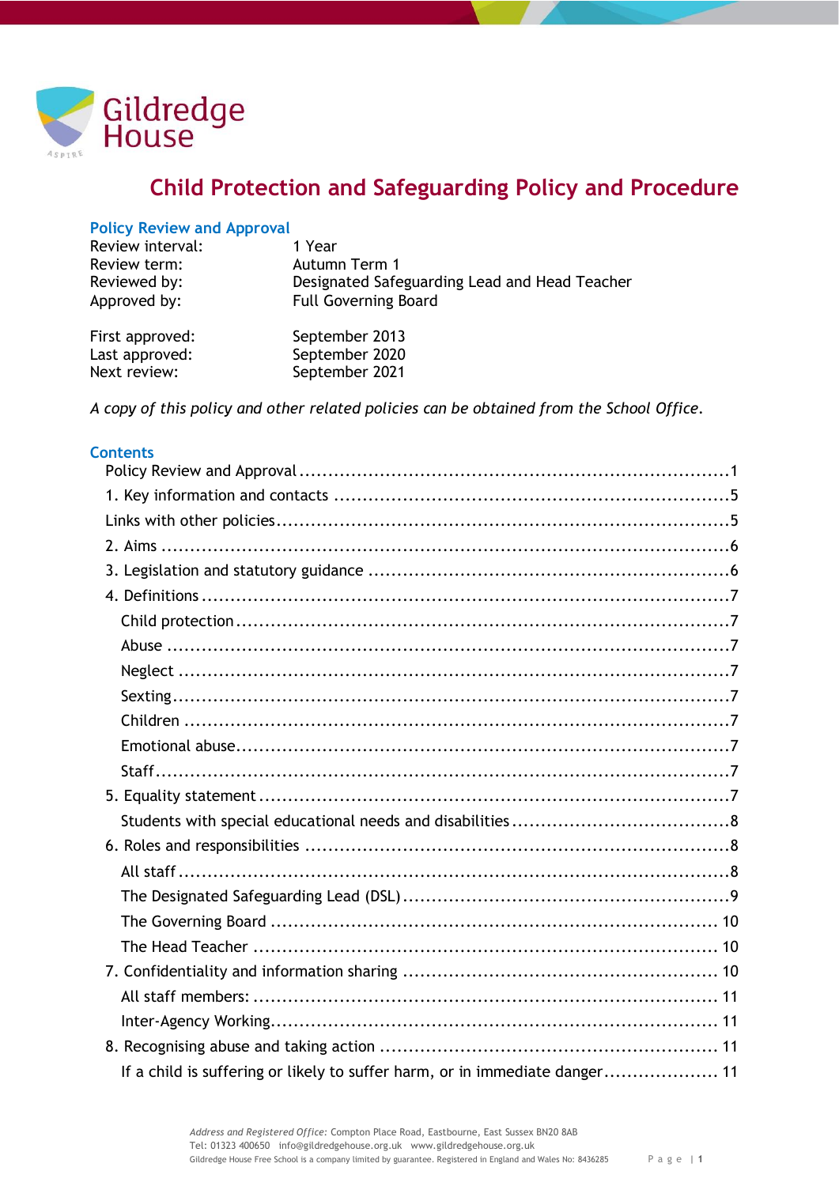Gildredge House

# Child Protection and Safeguarding Policy and Procedure

## Policy Review and Approval

| | |
|---|---|
| Review interval: | 1 Year |
| Review term: | Autumn Term 1 |
| Reviewed by: | Designated Safeguarding Lead and Head Teacher |
| Approved by: | Full Governing Board |
| | |
| First approved: | September 2013 |
| Last approved: | September 2020 |
| Next review: | September 2021 |

*A copy of this policy and other related policies can be obtained from the School Office.*

## Contents

- Policy Review and Approval ........ 1
- 1. Key information and contacts ........ 5
- Links with other policies ........ 5
- 2. Aims ........ 6
- 3. Legislation and statutory guidance ........ 6
- 4. Definitions ........ 7
  - Child protection ........ 7
  - Abuse ........ 7
  - Neglect ........ 7
  - Sexting ........ 7
  - Children ........ 7
  - Emotional abuse ........ 7
  - Staff ........ 7
- 5. Equality statement ........ 7
  - Students with special educational needs and disabilities ........ 8
- 6. Roles and responsibilities ........ 8
  - All staff ........ 8
  - The Designated Safeguarding Lead (DSL) ........ 9
  - The Governing Board ........ 10
  - The Head Teacher ........ 10
- 7. Confidentiality and information sharing ........ 10
  - All staff members: ........ 11
  - Inter-Agency Working ........ 11
- 8. Recognising abuse and taking action ........ 11
  - If a child is suffering or likely to suffer harm, or in immediate danger ........ 11

*Address and Registered Office:* Compton Place Road, Eastbourne, East Sussex BN20 8AB
Tel: 01323 400650 info@gildredgehouse.org.uk www.gildredgehouse.org.uk
Gildredge House Free School is a company limited by guarantee. Registered in England and Wales No: 8436285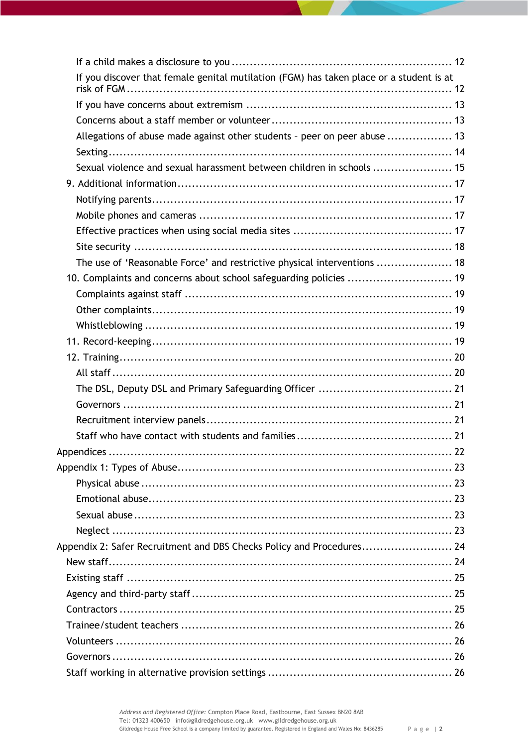If a child makes a disclosure to you ........................................................... 12

If you discover that female genital mutilation (FGM) has taken place or a student is at risk of FGM ........................................................................................ 12

If you have concerns about extremism ........................................................ 13

Concerns about a staff member or volunteer ................................................. 13

Allegations of abuse made against other students – peer on peer abuse .................. 13

Sexting ............................................................................................. 14

Sexual violence and sexual harassment between children in schools ...................... 15

9. Additional information ........................................................................ 17

Notifying parents ................................................................................ 17

Mobile phones and cameras .................................................................... 17

Effective practices when using social media sites ........................................... 17

Site security ...................................................................................... 18

The use of 'Reasonable Force' and restrictive physical interventions ..................... 18

10. Complaints and concerns about school safeguarding policies ............................. 19

Complaints against staff ........................................................................ 19

Other complaints ................................................................................ 19

Whistleblowing ................................................................................... 19

11. Record-keeping ................................................................................ 19

12. Training .......................................................................................... 20

All staff ........................................................................................... 20

The DSL, Deputy DSL and Primary Safeguarding Officer .................................... 21

Governors ......................................................................................... 21

Recruitment interview panels .................................................................. 21

Staff who have contact with students and families .......................................... 21

Appendices ......................................................................................... 22

Appendix 1: Types of Abuse ....................................................................... 23

Physical abuse .................................................................................... 23

Emotional abuse .................................................................................. 23

Sexual abuse ...................................................................................... 23

Neglect ............................................................................................ 23

Appendix 2: Safer Recruitment and DBS Checks Policy and Procedures ........................ 24

New staff ............................................................................................ 24

Existing staff ....................................................................................... 25

Agency and third-party staff ..................................................................... 25

Contractors ......................................................................................... 25

Trainee/student teachers ......................................................................... 26

Volunteers .......................................................................................... 26

Governors ........................................................................................... 26

Staff working in alternative provision settings ................................................ 26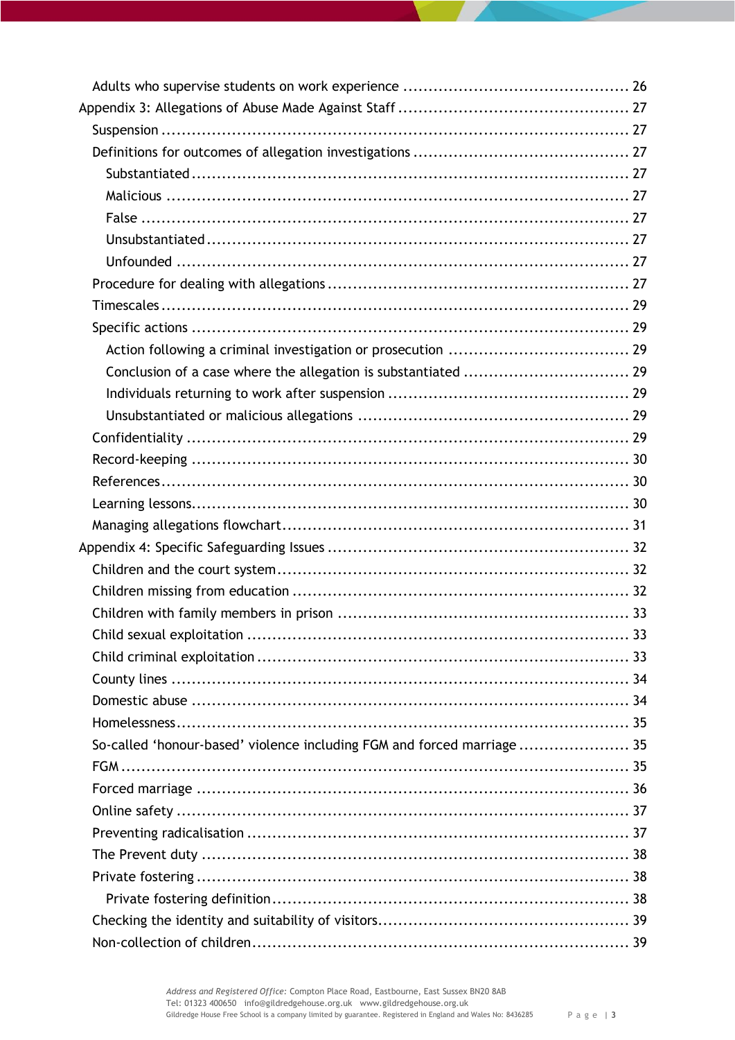Adults who supervise students on work experience ............................................ 26

Appendix 3: Allegations of Abuse Made Against Staff ............................................ 27

Suspension ........................................................................................ 27

Definitions for outcomes of allegation investigations .......................................... 27

Substantiated ..................................................................................... 27

Malicious ......................................................................................... 27

False .............................................................................................. 27

Unsubstantiated .................................................................................. 27

Unfounded ........................................................................................ 27

Procedure for dealing with allegations ........................................................... 27

Timescales ........................................................................................ 29

Specific actions .................................................................................. 29

Action following a criminal investigation or prosecution ................................... 29

Conclusion of a case where the allegation is substantiated ................................ 29

Individuals returning to work after suspension ............................................... 29

Unsubstantiated or malicious allegations ..................................................... 29

Confidentiality ................................................................................... 29

Record-keeping ................................................................................... 30

References ........................................................................................ 30

Learning lessons.................................................................................. 30

Managing allegations flowchart .................................................................. 31

Appendix 4: Specific Safeguarding Issues .......................................................... 32

Children and the court system ................................................................... 32

Children missing from education ................................................................. 32

Children with family members in prison ........................................................ 33

Child sexual exploitation ......................................................................... 33

Child criminal exploitation ....................................................................... 33

County lines ...................................................................................... 34

Domestic abuse ................................................................................... 34

Homelessness...................................................................................... 35

So-called ‘honour-based’ violence including FGM and forced marriage ...................... 35

FGM ................................................................................................ 35

Forced marriage .................................................................................. 36

Online safety ..................................................................................... 37

Preventing radicalisation ......................................................................... 37

The Prevent duty ................................................................................. 38

Private fostering ................................................................................. 38

Private fostering definition ..................................................................... 38

Checking the identity and suitability of visitors................................................ 39

Non-collection of children........................................................................ 39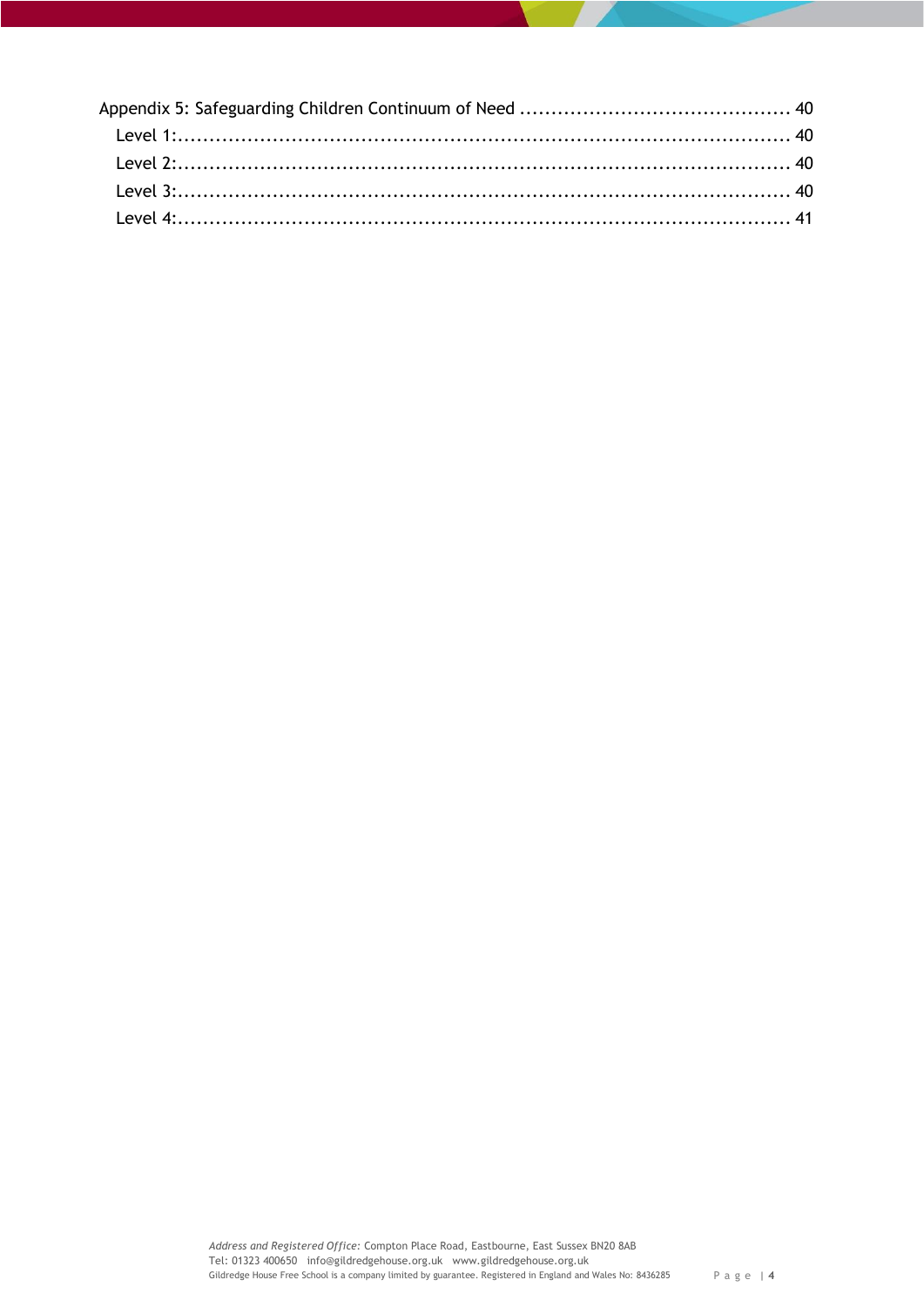Appendix 5: Safeguarding Children Continuum of Need ........................................ 40

- Level 1:................................................................................................ 40
- Level 2:................................................................................................ 40
- Level 3:................................................................................................ 40
- Level 4:................................................................................................ 41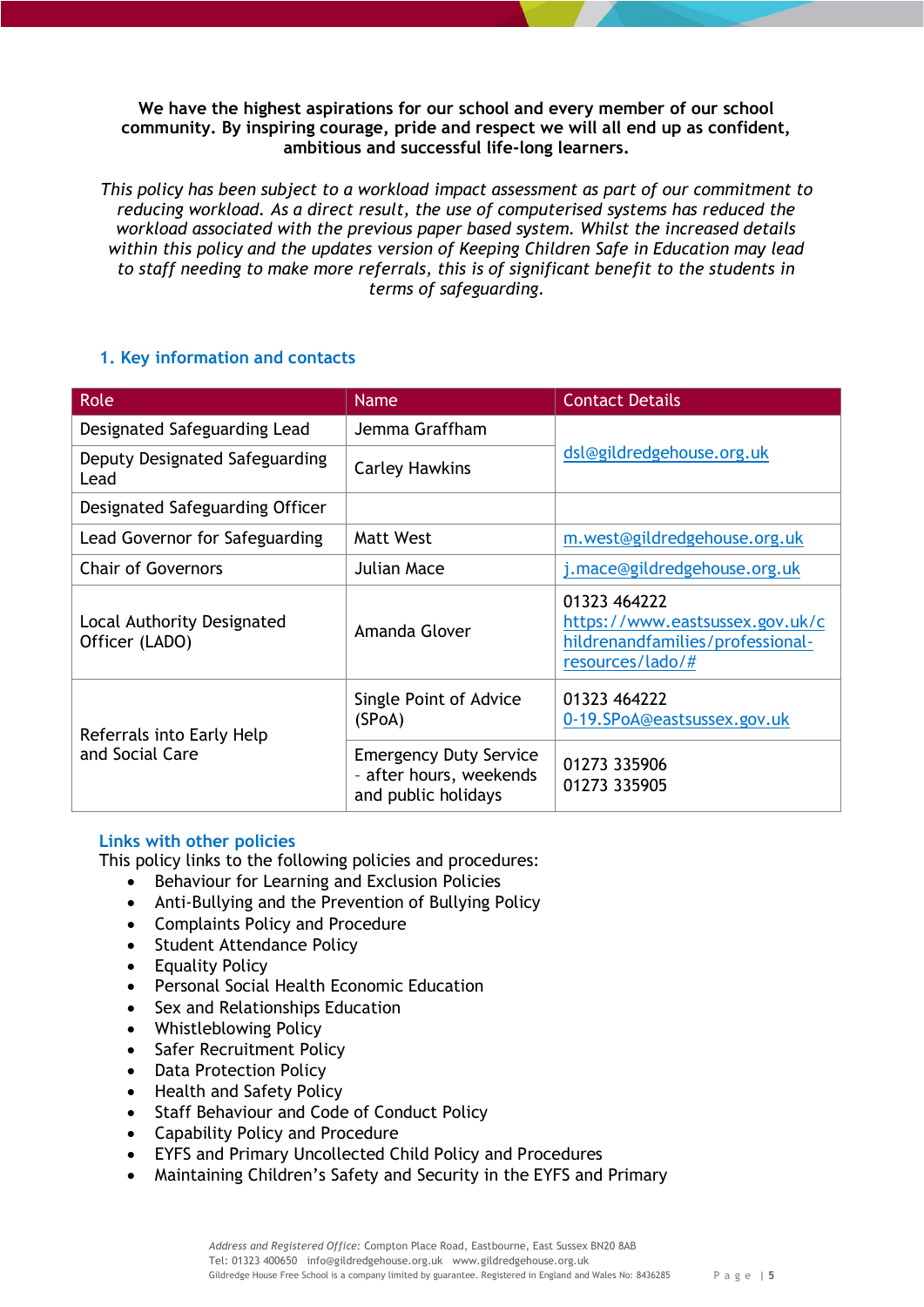**We have the highest aspirations for our school and every member of our school community. By inspiring courage, pride and respect we will all end up as confident, ambitious and successful life-long learners.**

*This policy has been subject to a workload impact assessment as part of our commitment to reducing workload. As a direct result, the use of computerised systems has reduced the workload associated with the previous paper based system. Whilst the increased details within this policy and the updates version of Keeping Children Safe in Education may lead to staff needing to make more referrals, this is of significant benefit to the students in terms of safeguarding.*

## 1. Key information and contacts

| Role | Name | Contact Details |
|---|---|---|
| Designated Safeguarding Lead | Jemma Graffham | dsl@gildredgehouse.org.uk |
| Deputy Designated Safeguarding Lead | Carley Hawkins | |
| Designated Safeguarding Officer | | |
| Lead Governor for Safeguarding | Matt West | m.west@gildredgehouse.org.uk |
| Chair of Governors | Julian Mace | j.mace@gildredgehouse.org.uk |
| Local Authority Designated Officer (LADO) | Amanda Glover | 01323 464222 https://www.eastsussex.gov.uk/childrenandfamilies/professional-resources/lado/# |
| Referrals into Early Help and Social Care | Single Point of Advice (SPoA) | 01323 464222 0-19.SPoA@eastsussex.gov.uk |
| | Emergency Duty Service – after hours, weekends and public holidays | 01273 335906 01273 335905 |

### Links with other policies

This policy links to the following policies and procedures:

- Behaviour for Learning and Exclusion Policies
- Anti-Bullying and the Prevention of Bullying Policy
- Complaints Policy and Procedure
- Student Attendance Policy
- Equality Policy
- Personal Social Health Economic Education
- Sex and Relationships Education
- Whistleblowing Policy
- Safer Recruitment Policy
- Data Protection Policy
- Health and Safety Policy
- Staff Behaviour and Code of Conduct Policy
- Capability Policy and Procedure
- EYFS and Primary Uncollected Child Policy and Procedures
- Maintaining Children's Safety and Security in the EYFS and Primary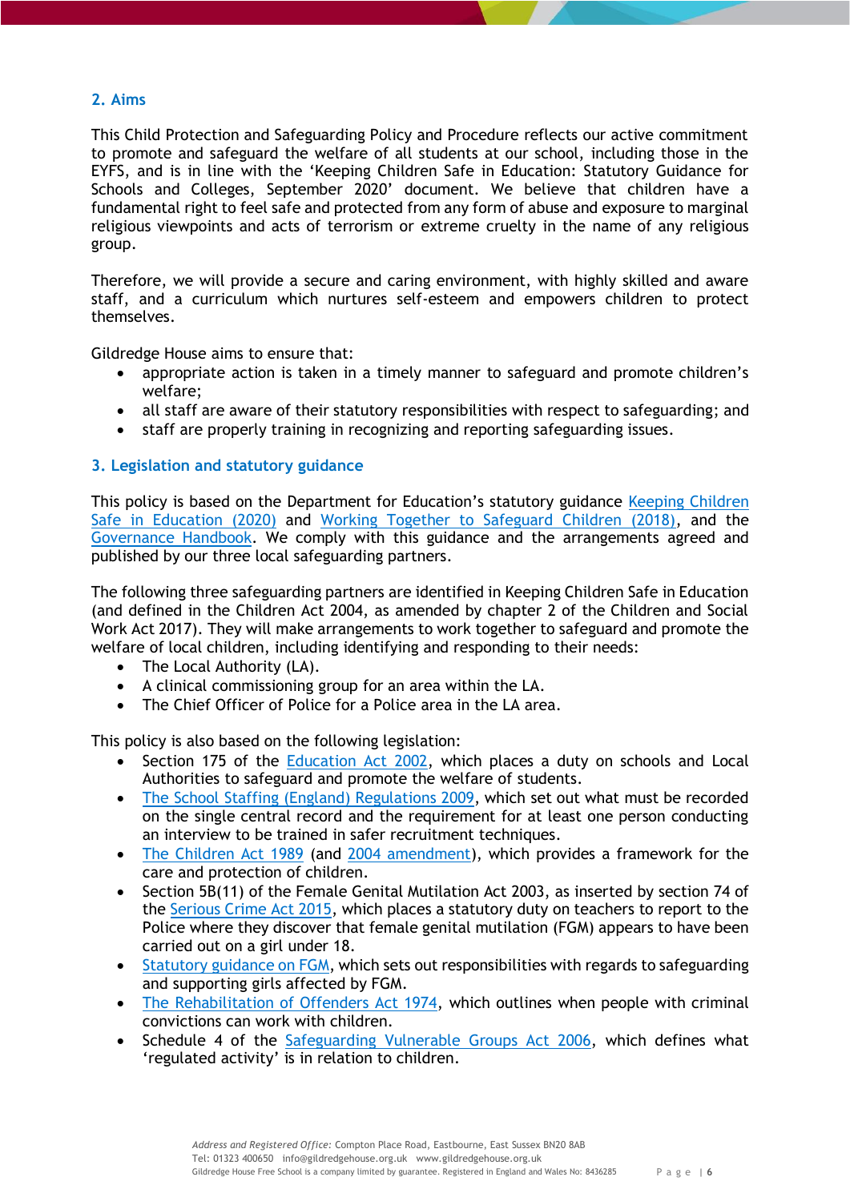## 2. Aims

This Child Protection and Safeguarding Policy and Procedure reflects our active commitment to promote and safeguard the welfare of all students at our school, including those in the EYFS, and is in line with the 'Keeping Children Safe in Education: Statutory Guidance for Schools and Colleges, September 2020' document. We believe that children have a fundamental right to feel safe and protected from any form of abuse and exposure to marginal religious viewpoints and acts of terrorism or extreme cruelty in the name of any religious group.

Therefore, we will provide a secure and caring environment, with highly skilled and aware staff, and a curriculum which nurtures self-esteem and empowers children to protect themselves.

Gildredge House aims to ensure that:

- appropriate action is taken in a timely manner to safeguard and promote children's welfare;
- all staff are aware of their statutory responsibilities with respect to safeguarding; and
- staff are properly training in recognizing and reporting safeguarding issues.

## 3. Legislation and statutory guidance

This policy is based on the Department for Education's statutory guidance Keeping Children Safe in Education (2020) and Working Together to Safeguard Children (2018), and the Governance Handbook. We comply with this guidance and the arrangements agreed and published by our three local safeguarding partners.

The following three safeguarding partners are identified in Keeping Children Safe in Education (and defined in the Children Act 2004, as amended by chapter 2 of the Children and Social Work Act 2017). They will make arrangements to work together to safeguard and promote the welfare of local children, including identifying and responding to their needs:

- The Local Authority (LA).
- A clinical commissioning group for an area within the LA.
- The Chief Officer of Police for a Police area in the LA area.

This policy is also based on the following legislation:

- Section 175 of the Education Act 2002, which places a duty on schools and Local Authorities to safeguard and promote the welfare of students.
- The School Staffing (England) Regulations 2009, which set out what must be recorded on the single central record and the requirement for at least one person conducting an interview to be trained in safer recruitment techniques.
- The Children Act 1989 (and 2004 amendment), which provides a framework for the care and protection of children.
- Section 5B(11) of the Female Genital Mutilation Act 2003, as inserted by section 74 of the Serious Crime Act 2015, which places a statutory duty on teachers to report to the Police where they discover that female genital mutilation (FGM) appears to have been carried out on a girl under 18.
- Statutory guidance on FGM, which sets out responsibilities with regards to safeguarding and supporting girls affected by FGM.
- The Rehabilitation of Offenders Act 1974, which outlines when people with criminal convictions can work with children.
- Schedule 4 of the Safeguarding Vulnerable Groups Act 2006, which defines what 'regulated activity' is in relation to children.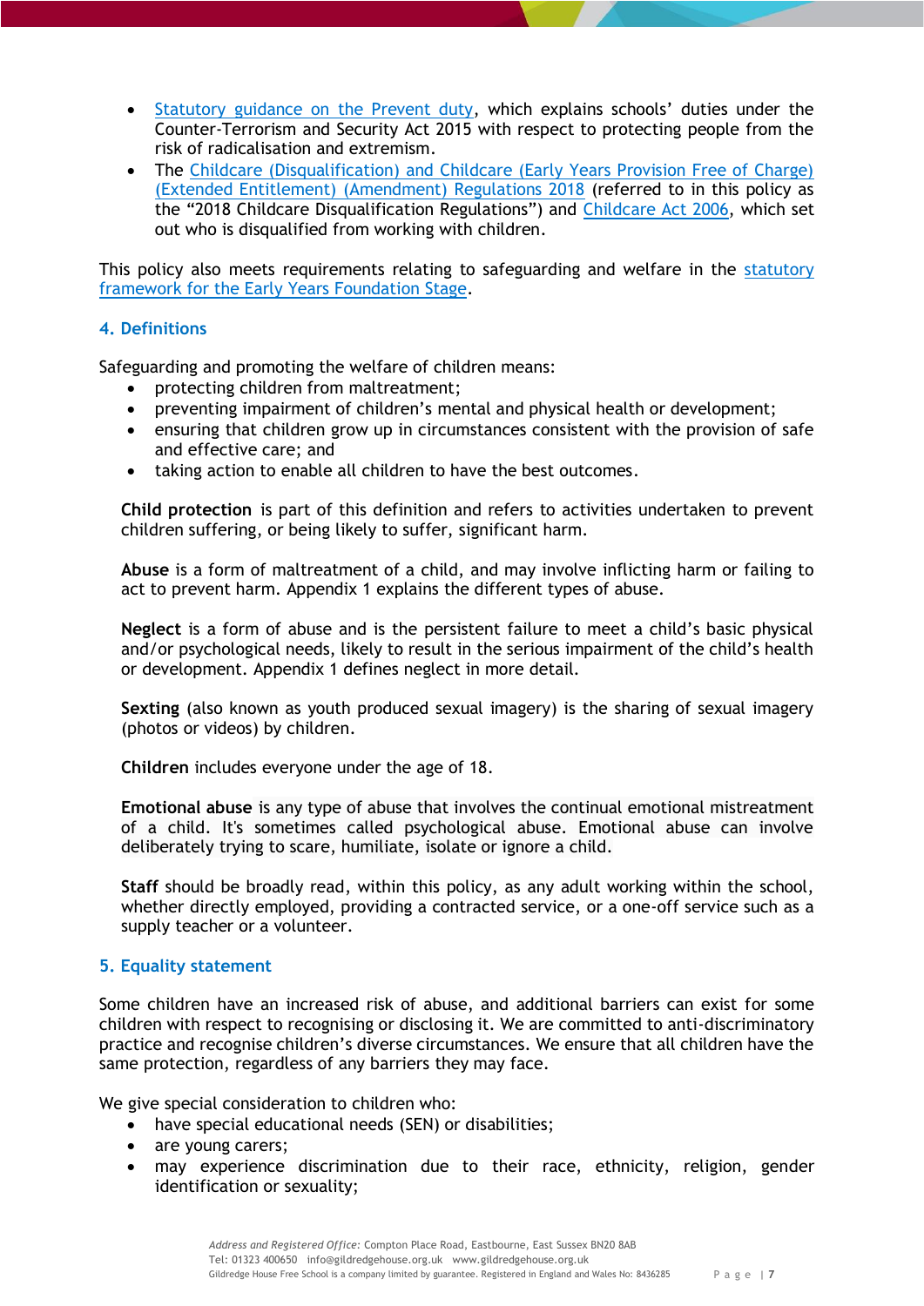- Statutory guidance on the Prevent duty, which explains schools' duties under the Counter-Terrorism and Security Act 2015 with respect to protecting people from the risk of radicalisation and extremism.
- The Childcare (Disqualification) and Childcare (Early Years Provision Free of Charge) (Extended Entitlement) (Amendment) Regulations 2018 (referred to in this policy as the "2018 Childcare Disqualification Regulations") and Childcare Act 2006, which set out who is disqualified from working with children.

This policy also meets requirements relating to safeguarding and welfare in the statutory framework for the Early Years Foundation Stage.

### 4. Definitions

Safeguarding and promoting the welfare of children means:

- protecting children from maltreatment;
- preventing impairment of children's mental and physical health or development;
- ensuring that children grow up in circumstances consistent with the provision of safe and effective care; and
- taking action to enable all children to have the best outcomes.

**Child protection** is part of this definition and refers to activities undertaken to prevent children suffering, or being likely to suffer, significant harm.

**Abuse** is a form of maltreatment of a child, and may involve inflicting harm or failing to act to prevent harm. Appendix 1 explains the different types of abuse.

**Neglect** is a form of abuse and is the persistent failure to meet a child's basic physical and/or psychological needs, likely to result in the serious impairment of the child's health or development. Appendix 1 defines neglect in more detail.

**Sexting** (also known as youth produced sexual imagery) is the sharing of sexual imagery (photos or videos) by children.

**Children** includes everyone under the age of 18.

**Emotional abuse** is any type of abuse that involves the continual emotional mistreatment of a child. It's sometimes called psychological abuse. Emotional abuse can involve deliberately trying to scare, humiliate, isolate or ignore a child.

**Staff** should be broadly read, within this policy, as any adult working within the school, whether directly employed, providing a contracted service, or a one-off service such as a supply teacher or a volunteer.

### 5. Equality statement

Some children have an increased risk of abuse, and additional barriers can exist for some children with respect to recognising or disclosing it. We are committed to anti-discriminatory practice and recognise children's diverse circumstances. We ensure that all children have the same protection, regardless of any barriers they may face.

We give special consideration to children who:

- have special educational needs (SEN) or disabilities;
- are young carers;
- may experience discrimination due to their race, ethnicity, religion, gender identification or sexuality;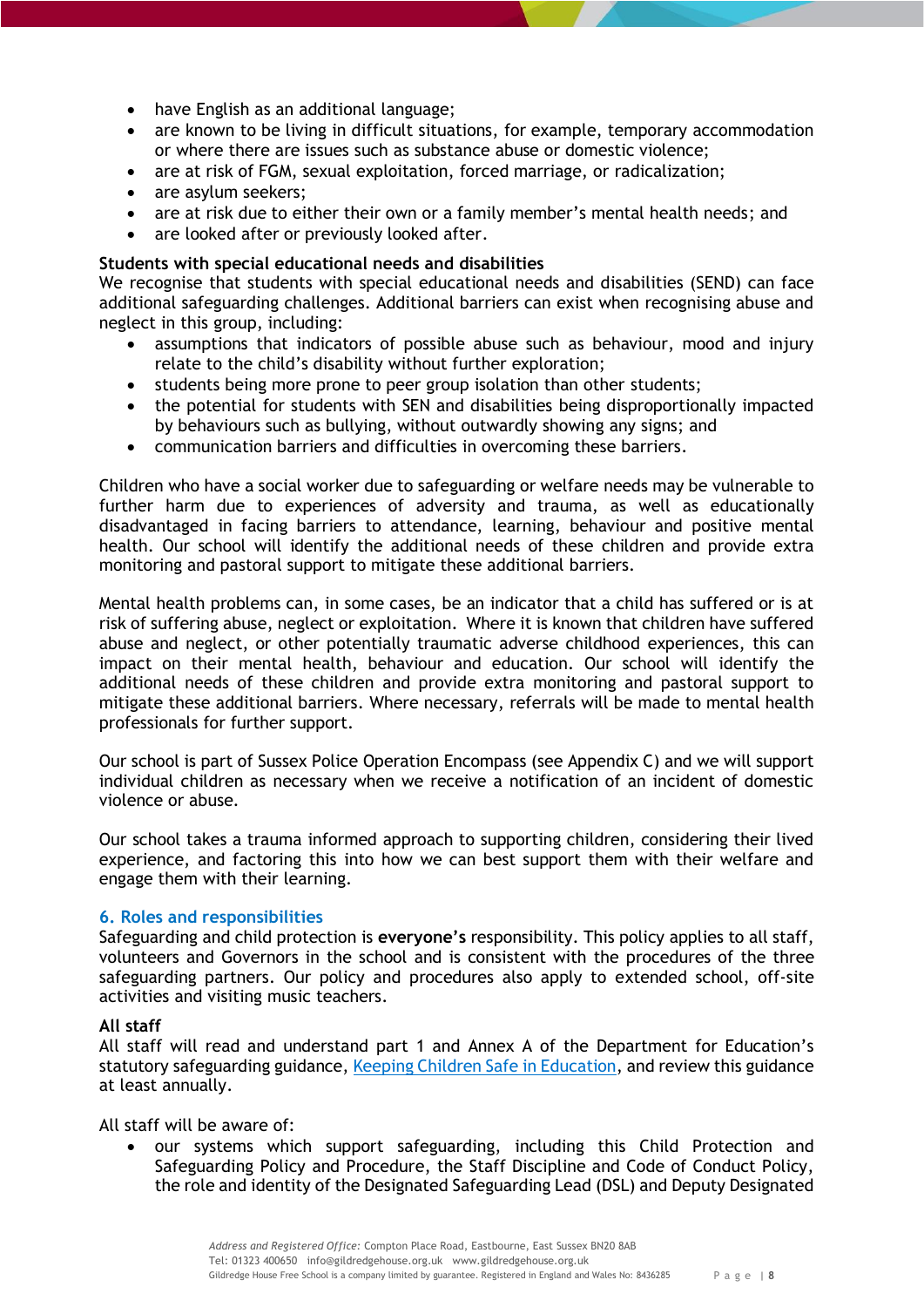- have English as an additional language;
- are known to be living in difficult situations, for example, temporary accommodation or where there are issues such as substance abuse or domestic violence;
- are at risk of FGM, sexual exploitation, forced marriage, or radicalization;
- are asylum seekers;
- are at risk due to either their own or a family member's mental health needs; and
- are looked after or previously looked after.

**Students with special educational needs and disabilities**

We recognise that students with special educational needs and disabilities (SEND) can face additional safeguarding challenges. Additional barriers can exist when recognising abuse and neglect in this group, including:

- assumptions that indicators of possible abuse such as behaviour, mood and injury relate to the child's disability without further exploration;
- students being more prone to peer group isolation than other students;
- the potential for students with SEN and disabilities being disproportionally impacted by behaviours such as bullying, without outwardly showing any signs; and
- communication barriers and difficulties in overcoming these barriers.

Children who have a social worker due to safeguarding or welfare needs may be vulnerable to further harm due to experiences of adversity and trauma, as well as educationally disadvantaged in facing barriers to attendance, learning, behaviour and positive mental health. Our school will identify the additional needs of these children and provide extra monitoring and pastoral support to mitigate these additional barriers.

Mental health problems can, in some cases, be an indicator that a child has suffered or is at risk of suffering abuse, neglect or exploitation. Where it is known that children have suffered abuse and neglect, or other potentially traumatic adverse childhood experiences, this can impact on their mental health, behaviour and education. Our school will identify the additional needs of these children and provide extra monitoring and pastoral support to mitigate these additional barriers. Where necessary, referrals will be made to mental health professionals for further support.

Our school is part of Sussex Police Operation Encompass (see Appendix C) and we will support individual children as necessary when we receive a notification of an incident of domestic violence or abuse.

Our school takes a trauma informed approach to supporting children, considering their lived experience, and factoring this into how we can best support them with their welfare and engage them with their learning.

## 6. Roles and responsibilities

Safeguarding and child protection is **everyone's** responsibility. This policy applies to all staff, volunteers and Governors in the school and is consistent with the procedures of the three safeguarding partners. Our policy and procedures also apply to extended school, off-site activities and visiting music teachers.

**All staff**

All staff will read and understand part 1 and Annex A of the Department for Education's statutory safeguarding guidance, Keeping Children Safe in Education, and review this guidance at least annually.

All staff will be aware of:

- our systems which support safeguarding, including this Child Protection and Safeguarding Policy and Procedure, the Staff Discipline and Code of Conduct Policy, the role and identity of the Designated Safeguarding Lead (DSL) and Deputy Designated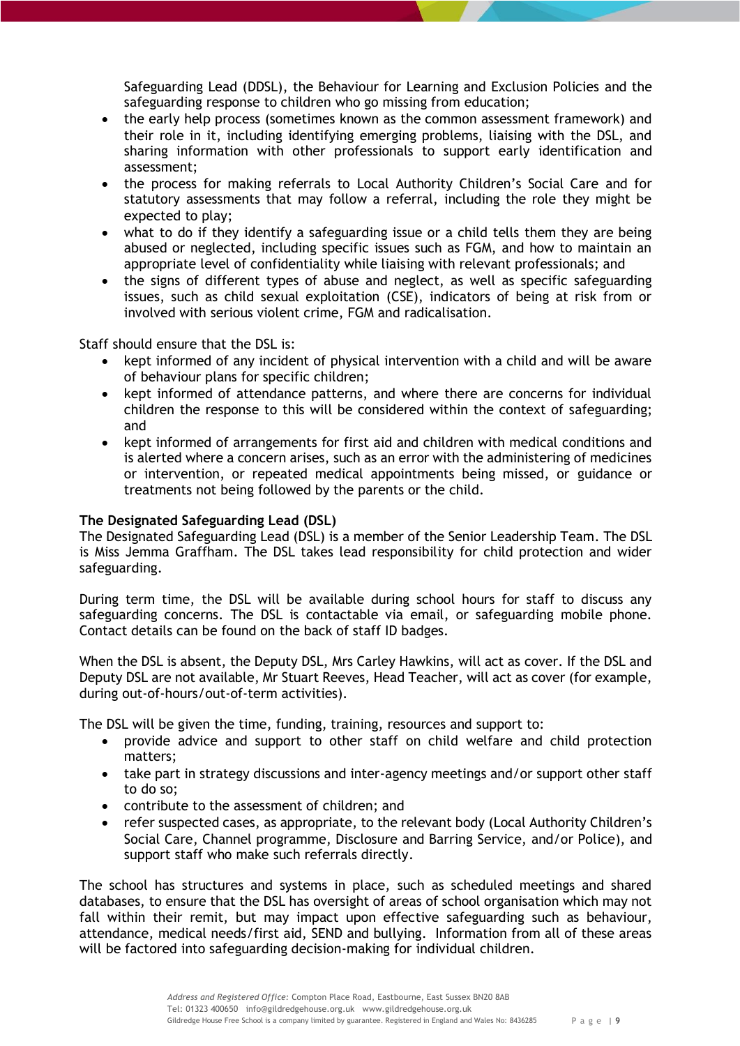Safeguarding Lead (DDSL), the Behaviour for Learning and Exclusion Policies and the safeguarding response to children who go missing from education;

- the early help process (sometimes known as the common assessment framework) and their role in it, including identifying emerging problems, liaising with the DSL, and sharing information with other professionals to support early identification and assessment;
- the process for making referrals to Local Authority Children's Social Care and for statutory assessments that may follow a referral, including the role they might be expected to play;
- what to do if they identify a safeguarding issue or a child tells them they are being abused or neglected, including specific issues such as FGM, and how to maintain an appropriate level of confidentiality while liaising with relevant professionals; and
- the signs of different types of abuse and neglect, as well as specific safeguarding issues, such as child sexual exploitation (CSE), indicators of being at risk from or involved with serious violent crime, FGM and radicalisation.

Staff should ensure that the DSL is:

- kept informed of any incident of physical intervention with a child and will be aware of behaviour plans for specific children;
- kept informed of attendance patterns, and where there are concerns for individual children the response to this will be considered within the context of safeguarding; and
- kept informed of arrangements for first aid and children with medical conditions and is alerted where a concern arises, such as an error with the administering of medicines or intervention, or repeated medical appointments being missed, or guidance or treatments not being followed by the parents or the child.

**The Designated Safeguarding Lead (DSL)**

The Designated Safeguarding Lead (DSL) is a member of the Senior Leadership Team. The DSL is Miss Jemma Graffham. The DSL takes lead responsibility for child protection and wider safeguarding.

During term time, the DSL will be available during school hours for staff to discuss any safeguarding concerns. The DSL is contactable via email, or safeguarding mobile phone. Contact details can be found on the back of staff ID badges.

When the DSL is absent, the Deputy DSL, Mrs Carley Hawkins, will act as cover. If the DSL and Deputy DSL are not available, Mr Stuart Reeves, Head Teacher, will act as cover (for example, during out-of-hours/out-of-term activities).

The DSL will be given the time, funding, training, resources and support to:

- provide advice and support to other staff on child welfare and child protection matters;
- take part in strategy discussions and inter-agency meetings and/or support other staff to do so;
- contribute to the assessment of children; and
- refer suspected cases, as appropriate, to the relevant body (Local Authority Children's Social Care, Channel programme, Disclosure and Barring Service, and/or Police), and support staff who make such referrals directly.

The school has structures and systems in place, such as scheduled meetings and shared databases, to ensure that the DSL has oversight of areas of school organisation which may not fall within their remit, but may impact upon effective safeguarding such as behaviour, attendance, medical needs/first aid, SEND and bullying. Information from all of these areas will be factored into safeguarding decision-making for individual children.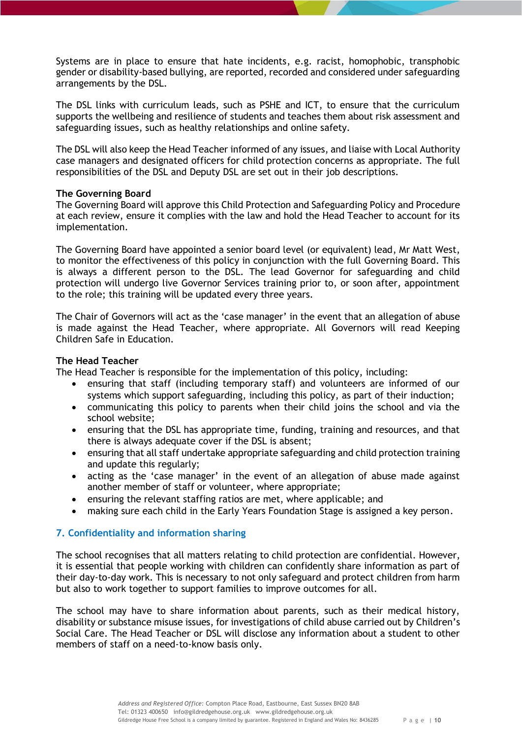Systems are in place to ensure that hate incidents, e.g. racist, homophobic, transphobic gender or disability-based bullying, are reported, recorded and considered under safeguarding arrangements by the DSL.

The DSL links with curriculum leads, such as PSHE and ICT, to ensure that the curriculum supports the wellbeing and resilience of students and teaches them about risk assessment and safeguarding issues, such as healthy relationships and online safety.

The DSL will also keep the Head Teacher informed of any issues, and liaise with Local Authority case managers and designated officers for child protection concerns as appropriate. The full responsibilities of the DSL and Deputy DSL are set out in their job descriptions.

**The Governing Board**

The Governing Board will approve this Child Protection and Safeguarding Policy and Procedure at each review, ensure it complies with the law and hold the Head Teacher to account for its implementation.

The Governing Board have appointed a senior board level (or equivalent) lead, Mr Matt West, to monitor the effectiveness of this policy in conjunction with the full Governing Board. This is always a different person to the DSL. The lead Governor for safeguarding and child protection will undergo live Governor Services training prior to, or soon after, appointment to the role; this training will be updated every three years.

The Chair of Governors will act as the 'case manager' in the event that an allegation of abuse is made against the Head Teacher, where appropriate. All Governors will read Keeping Children Safe in Education.

**The Head Teacher**

The Head Teacher is responsible for the implementation of this policy, including:

- ensuring that staff (including temporary staff) and volunteers are informed of our systems which support safeguarding, including this policy, as part of their induction;
- communicating this policy to parents when their child joins the school and via the school website;
- ensuring that the DSL has appropriate time, funding, training and resources, and that there is always adequate cover if the DSL is absent;
- ensuring that all staff undertake appropriate safeguarding and child protection training and update this regularly;
- acting as the 'case manager' in the event of an allegation of abuse made against another member of staff or volunteer, where appropriate;
- ensuring the relevant staffing ratios are met, where applicable; and
- making sure each child in the Early Years Foundation Stage is assigned a key person.

## 7. Confidentiality and information sharing

The school recognises that all matters relating to child protection are confidential. However, it is essential that people working with children can confidently share information as part of their day-to-day work. This is necessary to not only safeguard and protect children from harm but also to work together to support families to improve outcomes for all.

The school may have to share information about parents, such as their medical history, disability or substance misuse issues, for investigations of child abuse carried out by Children's Social Care. The Head Teacher or DSL will disclose any information about a student to other members of staff on a need-to-know basis only.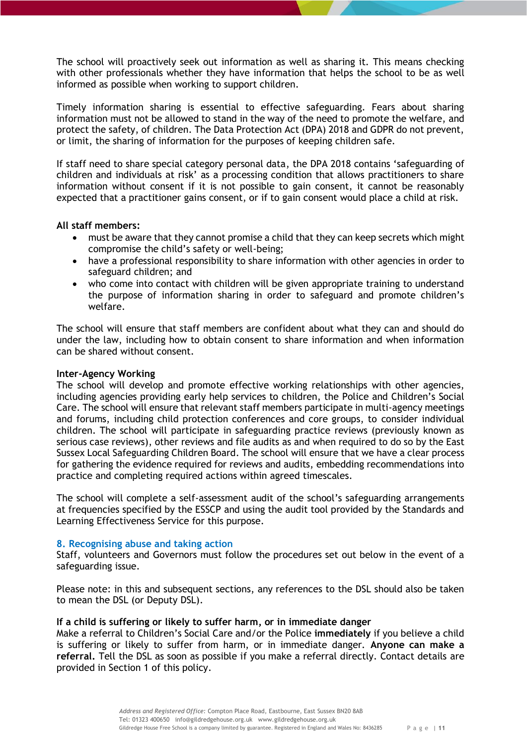The school will proactively seek out information as well as sharing it. This means checking with other professionals whether they have information that helps the school to be as well informed as possible when working to support children.

Timely information sharing is essential to effective safeguarding. Fears about sharing information must not be allowed to stand in the way of the need to promote the welfare, and protect the safety, of children. The Data Protection Act (DPA) 2018 and GDPR do not prevent, or limit, the sharing of information for the purposes of keeping children safe.

If staff need to share special category personal data, the DPA 2018 contains 'safeguarding of children and individuals at risk' as a processing condition that allows practitioners to share information without consent if it is not possible to gain consent, it cannot be reasonably expected that a practitioner gains consent, or if to gain consent would place a child at risk.

**All staff members:**

- must be aware that they cannot promise a child that they can keep secrets which might compromise the child's safety or well-being;
- have a professional responsibility to share information with other agencies in order to safeguard children; and
- who come into contact with children will be given appropriate training to understand the purpose of information sharing in order to safeguard and promote children's welfare.

The school will ensure that staff members are confident about what they can and should do under the law, including how to obtain consent to share information and when information can be shared without consent.

**Inter-Agency Working**

The school will develop and promote effective working relationships with other agencies, including agencies providing early help services to children, the Police and Children's Social Care. The school will ensure that relevant staff members participate in multi-agency meetings and forums, including child protection conferences and core groups, to consider individual children. The school will participate in safeguarding practice reviews (previously known as serious case reviews), other reviews and file audits as and when required to do so by the East Sussex Local Safeguarding Children Board. The school will ensure that we have a clear process for gathering the evidence required for reviews and audits, embedding recommendations into practice and completing required actions within agreed timescales.

The school will complete a self-assessment audit of the school's safeguarding arrangements at frequencies specified by the ESSCP and using the audit tool provided by the Standards and Learning Effectiveness Service for this purpose.

## 8. Recognising abuse and taking action

Staff, volunteers and Governors must follow the procedures set out below in the event of a safeguarding issue.

Please note: in this and subsequent sections, any references to the DSL should also be taken to mean the DSL (or Deputy DSL).

**If a child is suffering or likely to suffer harm, or in immediate danger**

Make a referral to Children's Social Care and/or the Police **immediately** if you believe a child is suffering or likely to suffer from harm, or in immediate danger. **Anyone can make a referral.** Tell the DSL as soon as possible if you make a referral directly. Contact details are provided in Section 1 of this policy.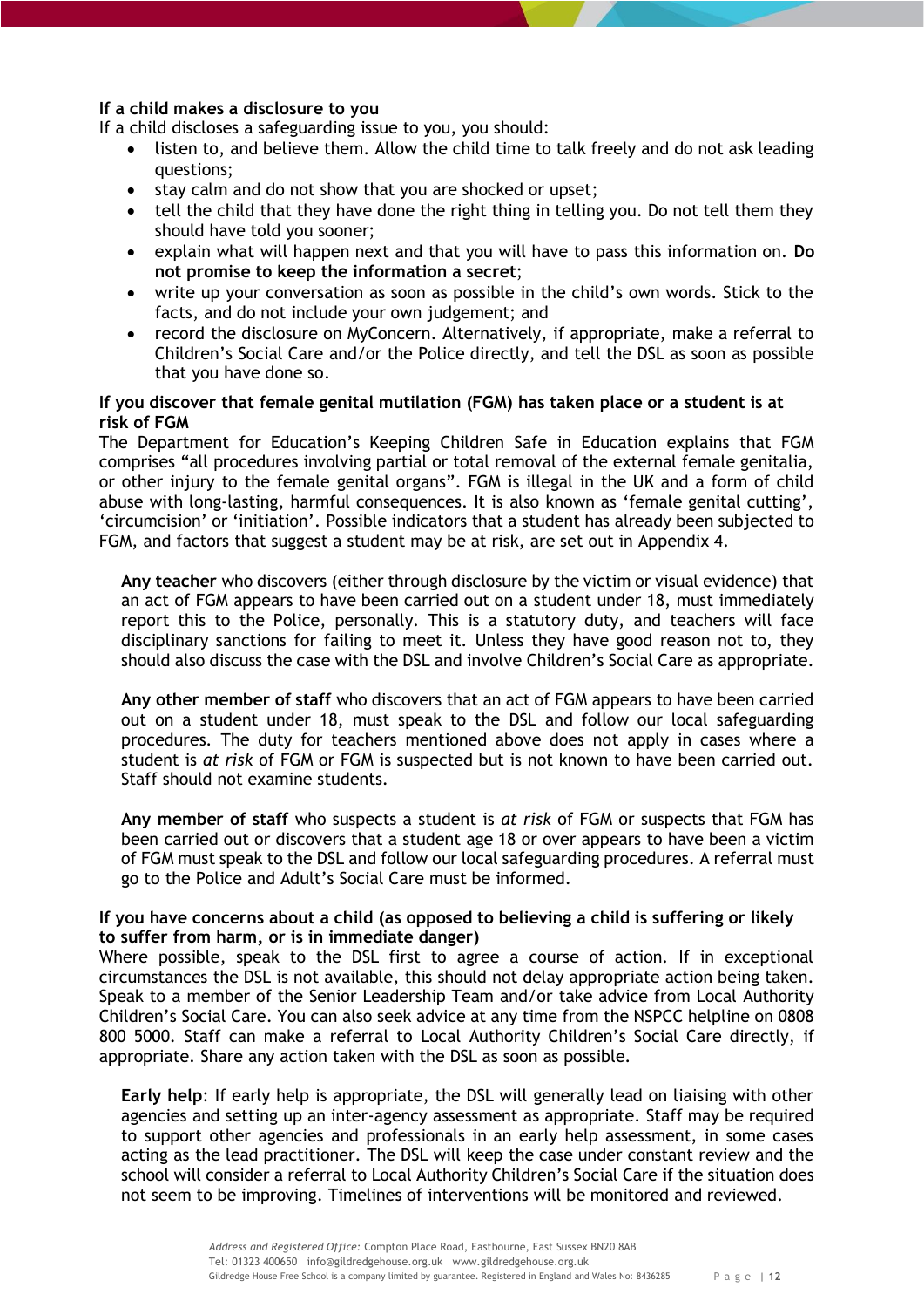**If a child makes a disclosure to you**

If a child discloses a safeguarding issue to you, you should:

- listen to, and believe them. Allow the child time to talk freely and do not ask leading questions;
- stay calm and do not show that you are shocked or upset;
- tell the child that they have done the right thing in telling you. Do not tell them they should have told you sooner;
- explain what will happen next and that you will have to pass this information on. **Do not promise to keep the information a secret**;
- write up your conversation as soon as possible in the child's own words. Stick to the facts, and do not include your own judgement; and
- record the disclosure on MyConcern. Alternatively, if appropriate, make a referral to Children's Social Care and/or the Police directly, and tell the DSL as soon as possible that you have done so.

**If you discover that female genital mutilation (FGM) has taken place or a student is at risk of FGM**

The Department for Education's Keeping Children Safe in Education explains that FGM comprises "all procedures involving partial or total removal of the external female genitalia, or other injury to the female genital organs". FGM is illegal in the UK and a form of child abuse with long-lasting, harmful consequences. It is also known as 'female genital cutting', 'circumcision' or 'initiation'. Possible indicators that a student has already been subjected to FGM, and factors that suggest a student may be at risk, are set out in Appendix 4.

**Any teacher** who discovers (either through disclosure by the victim or visual evidence) that an act of FGM appears to have been carried out on a student under 18, must immediately report this to the Police, personally. This is a statutory duty, and teachers will face disciplinary sanctions for failing to meet it. Unless they have good reason not to, they should also discuss the case with the DSL and involve Children's Social Care as appropriate.

**Any other member of staff** who discovers that an act of FGM appears to have been carried out on a student under 18, must speak to the DSL and follow our local safeguarding procedures. The duty for teachers mentioned above does not apply in cases where a student is *at risk* of FGM or FGM is suspected but is not known to have been carried out. Staff should not examine students.

**Any member of staff** who suspects a student is *at risk* of FGM or suspects that FGM has been carried out or discovers that a student age 18 or over appears to have been a victim of FGM must speak to the DSL and follow our local safeguarding procedures. A referral must go to the Police and Adult's Social Care must be informed.

**If you have concerns about a child (as opposed to believing a child is suffering or likely to suffer from harm, or is in immediate danger)**

Where possible, speak to the DSL first to agree a course of action. If in exceptional circumstances the DSL is not available, this should not delay appropriate action being taken. Speak to a member of the Senior Leadership Team and/or take advice from Local Authority Children's Social Care. You can also seek advice at any time from the NSPCC helpline on 0808 800 5000. Staff can make a referral to Local Authority Children's Social Care directly, if appropriate. Share any action taken with the DSL as soon as possible.

**Early help**: If early help is appropriate, the DSL will generally lead on liaising with other agencies and setting up an inter-agency assessment as appropriate. Staff may be required to support other agencies and professionals in an early help assessment, in some cases acting as the lead practitioner. The DSL will keep the case under constant review and the school will consider a referral to Local Authority Children's Social Care if the situation does not seem to be improving. Timelines of interventions will be monitored and reviewed.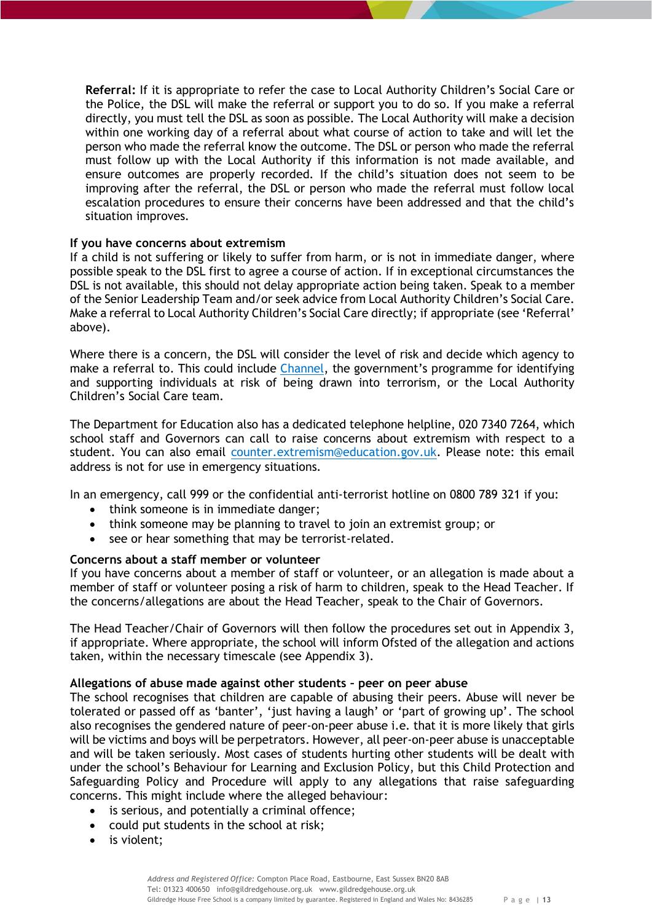**Referral:** If it is appropriate to refer the case to Local Authority Children's Social Care or the Police, the DSL will make the referral or support you to do so. If you make a referral directly, you must tell the DSL as soon as possible. The Local Authority will make a decision within one working day of a referral about what course of action to take and will let the person who made the referral know the outcome. The DSL or person who made the referral must follow up with the Local Authority if this information is not made available, and ensure outcomes are properly recorded. If the child's situation does not seem to be improving after the referral, the DSL or person who made the referral must follow local escalation procedures to ensure their concerns have been addressed and that the child's situation improves.

**If you have concerns about extremism**

If a child is not suffering or likely to suffer from harm, or is not in immediate danger, where possible speak to the DSL first to agree a course of action. If in exceptional circumstances the DSL is not available, this should not delay appropriate action being taken. Speak to a member of the Senior Leadership Team and/or seek advice from Local Authority Children's Social Care. Make a referral to Local Authority Children's Social Care directly; if appropriate (see 'Referral' above).

Where there is a concern, the DSL will consider the level of risk and decide which agency to make a referral to. This could include Channel, the government's programme for identifying and supporting individuals at risk of being drawn into terrorism, or the Local Authority Children's Social Care team.

The Department for Education also has a dedicated telephone helpline, 020 7340 7264, which school staff and Governors can call to raise concerns about extremism with respect to a student. You can also email counter.extremism@education.gov.uk. Please note: this email address is not for use in emergency situations.

In an emergency, call 999 or the confidential anti-terrorist hotline on 0800 789 321 if you:

- think someone is in immediate danger;
- think someone may be planning to travel to join an extremist group; or
- see or hear something that may be terrorist-related.

**Concerns about a staff member or volunteer**

If you have concerns about a member of staff or volunteer, or an allegation is made about a member of staff or volunteer posing a risk of harm to children, speak to the Head Teacher. If the concerns/allegations are about the Head Teacher, speak to the Chair of Governors.

The Head Teacher/Chair of Governors will then follow the procedures set out in Appendix 3, if appropriate. Where appropriate, the school will inform Ofsted of the allegation and actions taken, within the necessary timescale (see Appendix 3).

**Allegations of abuse made against other students – peer on peer abuse**

The school recognises that children are capable of abusing their peers. Abuse will never be tolerated or passed off as 'banter', 'just having a laugh' or 'part of growing up'. The school also recognises the gendered nature of peer-on-peer abuse i.e. that it is more likely that girls will be victims and boys will be perpetrators. However, all peer-on-peer abuse is unacceptable and will be taken seriously. Most cases of students hurting other students will be dealt with under the school's Behaviour for Learning and Exclusion Policy, but this Child Protection and Safeguarding Policy and Procedure will apply to any allegations that raise safeguarding concerns. This might include where the alleged behaviour:

- is serious, and potentially a criminal offence;
- could put students in the school at risk;
- is violent;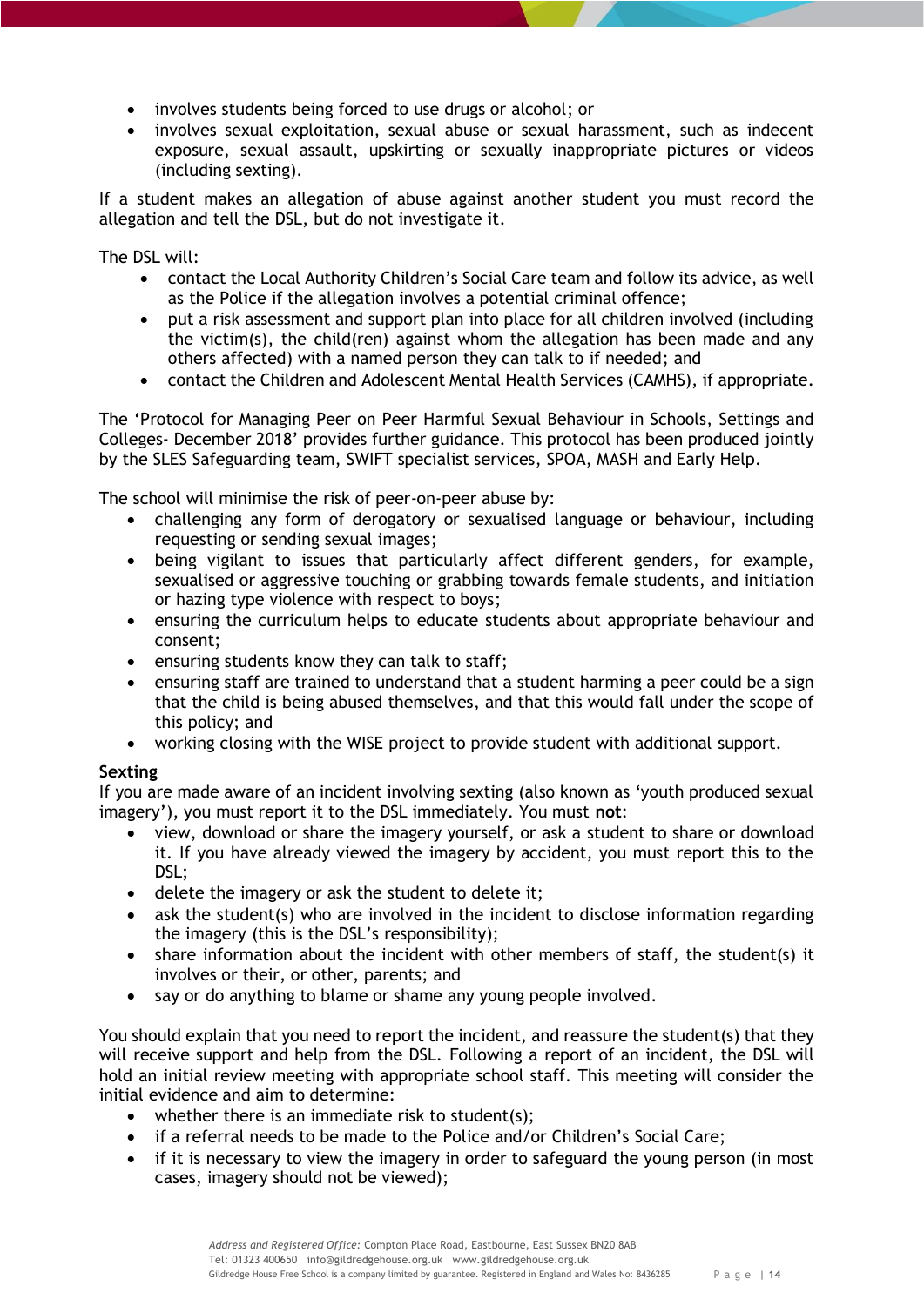- involves students being forced to use drugs or alcohol; or
- involves sexual exploitation, sexual abuse or sexual harassment, such as indecent exposure, sexual assault, upskirting or sexually inappropriate pictures or videos (including sexting).

If a student makes an allegation of abuse against another student you must record the allegation and tell the DSL, but do not investigate it.

The DSL will:

- contact the Local Authority Children's Social Care team and follow its advice, as well as the Police if the allegation involves a potential criminal offence;
- put a risk assessment and support plan into place for all children involved (including the victim(s), the child(ren) against whom the allegation has been made and any others affected) with a named person they can talk to if needed; and
- contact the Children and Adolescent Mental Health Services (CAMHS), if appropriate.

The 'Protocol for Managing Peer on Peer Harmful Sexual Behaviour in Schools, Settings and Colleges- December 2018' provides further guidance. This protocol has been produced jointly by the SLES Safeguarding team, SWIFT specialist services, SPOA, MASH and Early Help.

The school will minimise the risk of peer-on-peer abuse by:

- challenging any form of derogatory or sexualised language or behaviour, including requesting or sending sexual images;
- being vigilant to issues that particularly affect different genders, for example, sexualised or aggressive touching or grabbing towards female students, and initiation or hazing type violence with respect to boys;
- ensuring the curriculum helps to educate students about appropriate behaviour and consent;
- ensuring students know they can talk to staff;
- ensuring staff are trained to understand that a student harming a peer could be a sign that the child is being abused themselves, and that this would fall under the scope of this policy; and
- working closing with the WISE project to provide student with additional support.

**Sexting**

If you are made aware of an incident involving sexting (also known as 'youth produced sexual imagery'), you must report it to the DSL immediately. You must **not**:

- view, download or share the imagery yourself, or ask a student to share or download it. If you have already viewed the imagery by accident, you must report this to the DSL;
- delete the imagery or ask the student to delete it;
- ask the student(s) who are involved in the incident to disclose information regarding the imagery (this is the DSL's responsibility);
- share information about the incident with other members of staff, the student(s) it involves or their, or other, parents; and
- say or do anything to blame or shame any young people involved.

You should explain that you need to report the incident, and reassure the student(s) that they will receive support and help from the DSL. Following a report of an incident, the DSL will hold an initial review meeting with appropriate school staff. This meeting will consider the initial evidence and aim to determine:

- whether there is an immediate risk to student(s);
- if a referral needs to be made to the Police and/or Children's Social Care;
- if it is necessary to view the imagery in order to safeguard the young person (in most cases, imagery should not be viewed);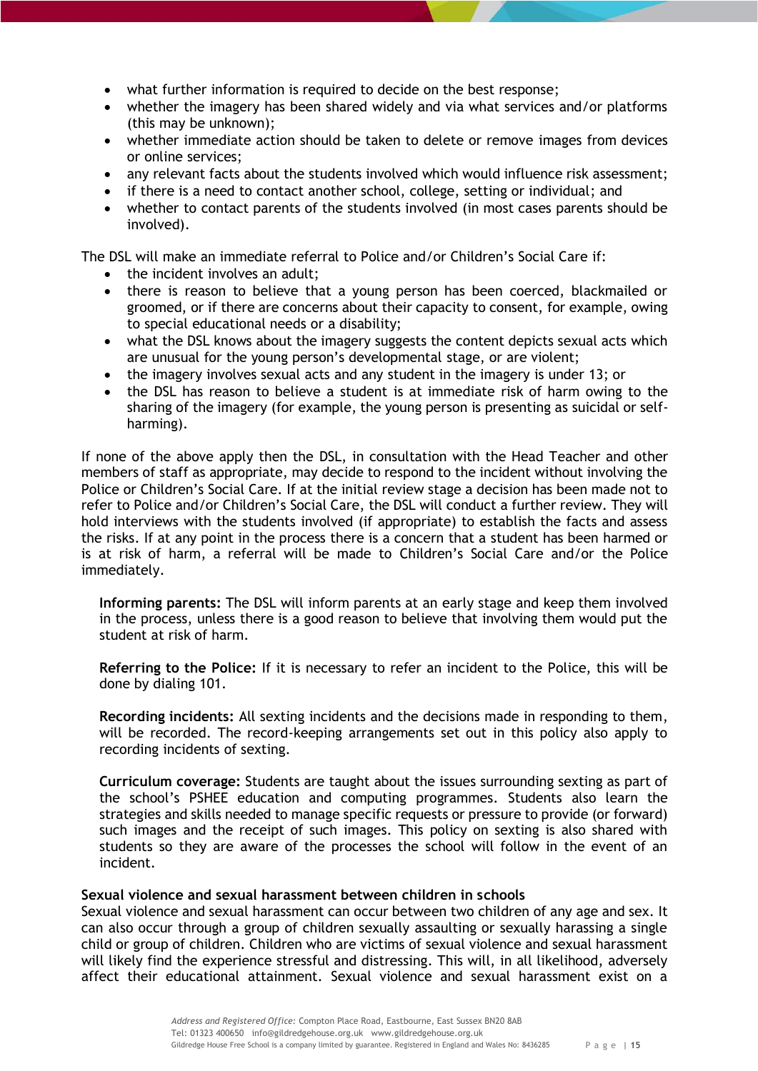- what further information is required to decide on the best response;
- whether the imagery has been shared widely and via what services and/or platforms (this may be unknown);
- whether immediate action should be taken to delete or remove images from devices or online services;
- any relevant facts about the students involved which would influence risk assessment;
- if there is a need to contact another school, college, setting or individual; and
- whether to contact parents of the students involved (in most cases parents should be involved).

The DSL will make an immediate referral to Police and/or Children's Social Care if:

- the incident involves an adult;
- there is reason to believe that a young person has been coerced, blackmailed or groomed, or if there are concerns about their capacity to consent, for example, owing to special educational needs or a disability;
- what the DSL knows about the imagery suggests the content depicts sexual acts which are unusual for the young person's developmental stage, or are violent;
- the imagery involves sexual acts and any student in the imagery is under 13; or
- the DSL has reason to believe a student is at immediate risk of harm owing to the sharing of the imagery (for example, the young person is presenting as suicidal or self-harming).

If none of the above apply then the DSL, in consultation with the Head Teacher and other members of staff as appropriate, may decide to respond to the incident without involving the Police or Children's Social Care. If at the initial review stage a decision has been made not to refer to Police and/or Children's Social Care, the DSL will conduct a further review. They will hold interviews with the students involved (if appropriate) to establish the facts and assess the risks. If at any point in the process there is a concern that a student has been harmed or is at risk of harm, a referral will be made to Children's Social Care and/or the Police immediately.

**Informing parents:** The DSL will inform parents at an early stage and keep them involved in the process, unless there is a good reason to believe that involving them would put the student at risk of harm.

**Referring to the Police:** If it is necessary to refer an incident to the Police, this will be done by dialing 101.

**Recording incidents:** All sexting incidents and the decisions made in responding to them, will be recorded. The record-keeping arrangements set out in this policy also apply to recording incidents of sexting.

**Curriculum coverage:** Students are taught about the issues surrounding sexting as part of the school's PSHEE education and computing programmes. Students also learn the strategies and skills needed to manage specific requests or pressure to provide (or forward) such images and the receipt of such images. This policy on sexting is also shared with students so they are aware of the processes the school will follow in the event of an incident.

**Sexual violence and sexual harassment between children in schools**

Sexual violence and sexual harassment can occur between two children of any age and sex. It can also occur through a group of children sexually assaulting or sexually harassing a single child or group of children. Children who are victims of sexual violence and sexual harassment will likely find the experience stressful and distressing. This will, in all likelihood, adversely affect their educational attainment. Sexual violence and sexual harassment exist on a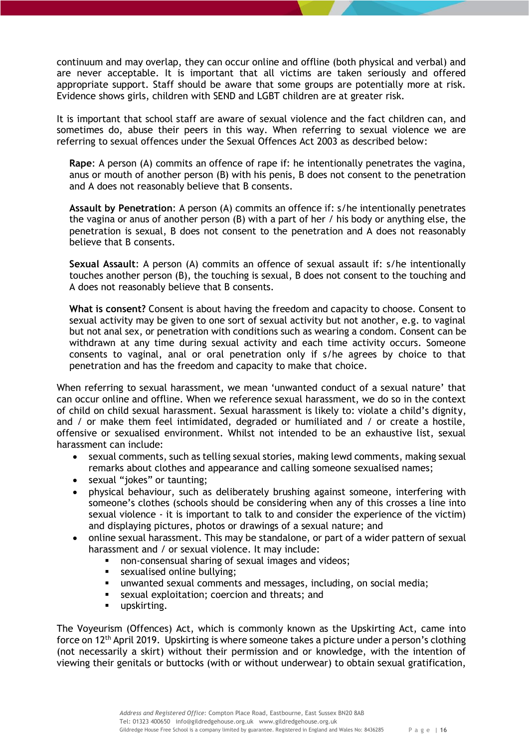continuum and may overlap, they can occur online and offline (both physical and verbal) and are never acceptable. It is important that all victims are taken seriously and offered appropriate support. Staff should be aware that some groups are potentially more at risk. Evidence shows girls, children with SEND and LGBT children are at greater risk.

It is important that school staff are aware of sexual violence and the fact children can, and sometimes do, abuse their peers in this way. When referring to sexual violence we are referring to sexual offences under the Sexual Offences Act 2003 as described below:

> **Rape**: A person (A) commits an offence of rape if: he intentionally penetrates the vagina, anus or mouth of another person (B) with his penis, B does not consent to the penetration and A does not reasonably believe that B consents.
>
> **Assault by Penetration**: A person (A) commits an offence if: s/he intentionally penetrates the vagina or anus of another person (B) with a part of her / his body or anything else, the penetration is sexual, B does not consent to the penetration and A does not reasonably believe that B consents.
>
> **Sexual Assault**: A person (A) commits an offence of sexual assault if: s/he intentionally touches another person (B), the touching is sexual, B does not consent to the touching and A does not reasonably believe that B consents.
>
> **What is consent?** Consent is about having the freedom and capacity to choose. Consent to sexual activity may be given to one sort of sexual activity but not another, e.g. to vaginal but not anal sex, or penetration with conditions such as wearing a condom. Consent can be withdrawn at any time during sexual activity and each time activity occurs. Someone consents to vaginal, anal or oral penetration only if s/he agrees by choice to that penetration and has the freedom and capacity to make that choice.

When referring to sexual harassment, we mean 'unwanted conduct of a sexual nature' that can occur online and offline. When we reference sexual harassment, we do so in the context of child on child sexual harassment. Sexual harassment is likely to: violate a child's dignity, and / or make them feel intimidated, degraded or humiliated and / or create a hostile, offensive or sexualised environment. Whilst not intended to be an exhaustive list, sexual harassment can include:

- sexual comments, such as telling sexual stories, making lewd comments, making sexual remarks about clothes and appearance and calling someone sexualised names;
- sexual "jokes" or taunting;
- physical behaviour, such as deliberately brushing against someone, interfering with someone's clothes (schools should be considering when any of this crosses a line into sexual violence - it is important to talk to and consider the experience of the victim) and displaying pictures, photos or drawings of a sexual nature; and
- online sexual harassment. This may be standalone, or part of a wider pattern of sexual harassment and / or sexual violence. It may include:
  - non-consensual sharing of sexual images and videos;
  - sexualised online bullying;
  - unwanted sexual comments and messages, including, on social media;
  - sexual exploitation; coercion and threats; and
  - upskirting.

The Voyeurism (Offences) Act, which is commonly known as the Upskirting Act, came into force on 12th April 2019. Upskirting is where someone takes a picture under a person's clothing (not necessarily a skirt) without their permission and or knowledge, with the intention of viewing their genitals or buttocks (with or without underwear) to obtain sexual gratification,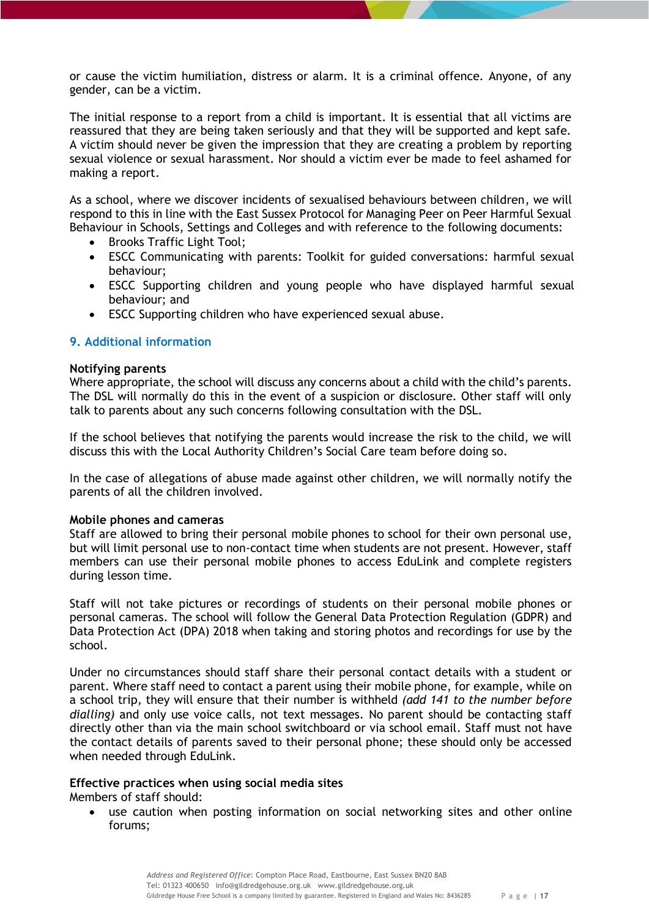or cause the victim humiliation, distress or alarm. It is a criminal offence. Anyone, of any gender, can be a victim.

The initial response to a report from a child is important. It is essential that all victims are reassured that they are being taken seriously and that they will be supported and kept safe. A victim should never be given the impression that they are creating a problem by reporting sexual violence or sexual harassment. Nor should a victim ever be made to feel ashamed for making a report.

As a school, where we discover incidents of sexualised behaviours between children, we will respond to this in line with the East Sussex Protocol for Managing Peer on Peer Harmful Sexual Behaviour in Schools, Settings and Colleges and with reference to the following documents:

- Brooks Traffic Light Tool;
- ESCC Communicating with parents: Toolkit for guided conversations: harmful sexual behaviour;
- ESCC Supporting children and young people who have displayed harmful sexual behaviour; and
- ESCC Supporting children who have experienced sexual abuse.

## 9. Additional information

**Notifying parents**

Where appropriate, the school will discuss any concerns about a child with the child's parents. The DSL will normally do this in the event of a suspicion or disclosure. Other staff will only talk to parents about any such concerns following consultation with the DSL.

If the school believes that notifying the parents would increase the risk to the child, we will discuss this with the Local Authority Children's Social Care team before doing so.

In the case of allegations of abuse made against other children, we will normally notify the parents of all the children involved.

**Mobile phones and cameras**

Staff are allowed to bring their personal mobile phones to school for their own personal use, but will limit personal use to non-contact time when students are not present. However, staff members can use their personal mobile phones to access EduLink and complete registers during lesson time.

Staff will not take pictures or recordings of students on their personal mobile phones or personal cameras. The school will follow the General Data Protection Regulation (GDPR) and Data Protection Act (DPA) 2018 when taking and storing photos and recordings for use by the school.

Under no circumstances should staff share their personal contact details with a student or parent. Where staff need to contact a parent using their mobile phone, for example, while on a school trip, they will ensure that their number is withheld *(add 141 to the number before dialling)* and only use voice calls, not text messages. No parent should be contacting staff directly other than via the main school switchboard or via school email. Staff must not have the contact details of parents saved to their personal phone; these should only be accessed when needed through EduLink.

**Effective practices when using social media sites**

Members of staff should:

- use caution when posting information on social networking sites and other online forums;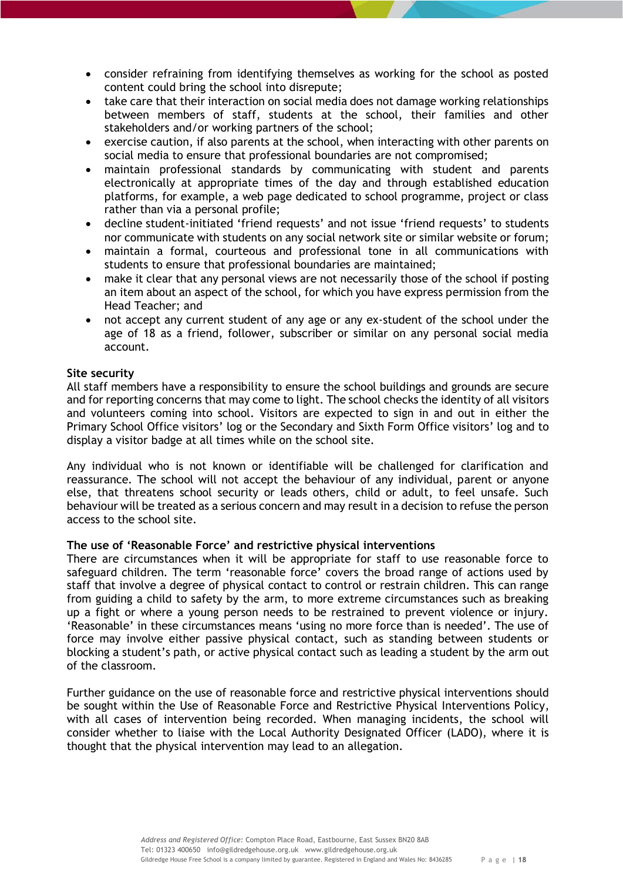- consider refraining from identifying themselves as working for the school as posted content could bring the school into disrepute;
- take care that their interaction on social media does not damage working relationships between members of staff, students at the school, their families and other stakeholders and/or working partners of the school;
- exercise caution, if also parents at the school, when interacting with other parents on social media to ensure that professional boundaries are not compromised;
- maintain professional standards by communicating with student and parents electronically at appropriate times of the day and through established education platforms, for example, a web page dedicated to school programme, project or class rather than via a personal profile;
- decline student-initiated 'friend requests' and not issue 'friend requests' to students nor communicate with students on any social network site or similar website or forum;
- maintain a formal, courteous and professional tone in all communications with students to ensure that professional boundaries are maintained;
- make it clear that any personal views are not necessarily those of the school if posting an item about an aspect of the school, for which you have express permission from the Head Teacher; and
- not accept any current student of any age or any ex-student of the school under the age of 18 as a friend, follower, subscriber or similar on any personal social media account.

**Site security**

All staff members have a responsibility to ensure the school buildings and grounds are secure and for reporting concerns that may come to light. The school checks the identity of all visitors and volunteers coming into school. Visitors are expected to sign in and out in either the Primary School Office visitors' log or the Secondary and Sixth Form Office visitors' log and to display a visitor badge at all times while on the school site.

Any individual who is not known or identifiable will be challenged for clarification and reassurance. The school will not accept the behaviour of any individual, parent or anyone else, that threatens school security or leads others, child or adult, to feel unsafe. Such behaviour will be treated as a serious concern and may result in a decision to refuse the person access to the school site.

**The use of 'Reasonable Force' and restrictive physical interventions**

There are circumstances when it will be appropriate for staff to use reasonable force to safeguard children. The term 'reasonable force' covers the broad range of actions used by staff that involve a degree of physical contact to control or restrain children. This can range from guiding a child to safety by the arm, to more extreme circumstances such as breaking up a fight or where a young person needs to be restrained to prevent violence or injury. 'Reasonable' in these circumstances means 'using no more force than is needed'. The use of force may involve either passive physical contact, such as standing between students or blocking a student's path, or active physical contact such as leading a student by the arm out of the classroom.

Further guidance on the use of reasonable force and restrictive physical interventions should be sought within the Use of Reasonable Force and Restrictive Physical Interventions Policy, with all cases of intervention being recorded. When managing incidents, the school will consider whether to liaise with the Local Authority Designated Officer (LADO), where it is thought that the physical intervention may lead to an allegation.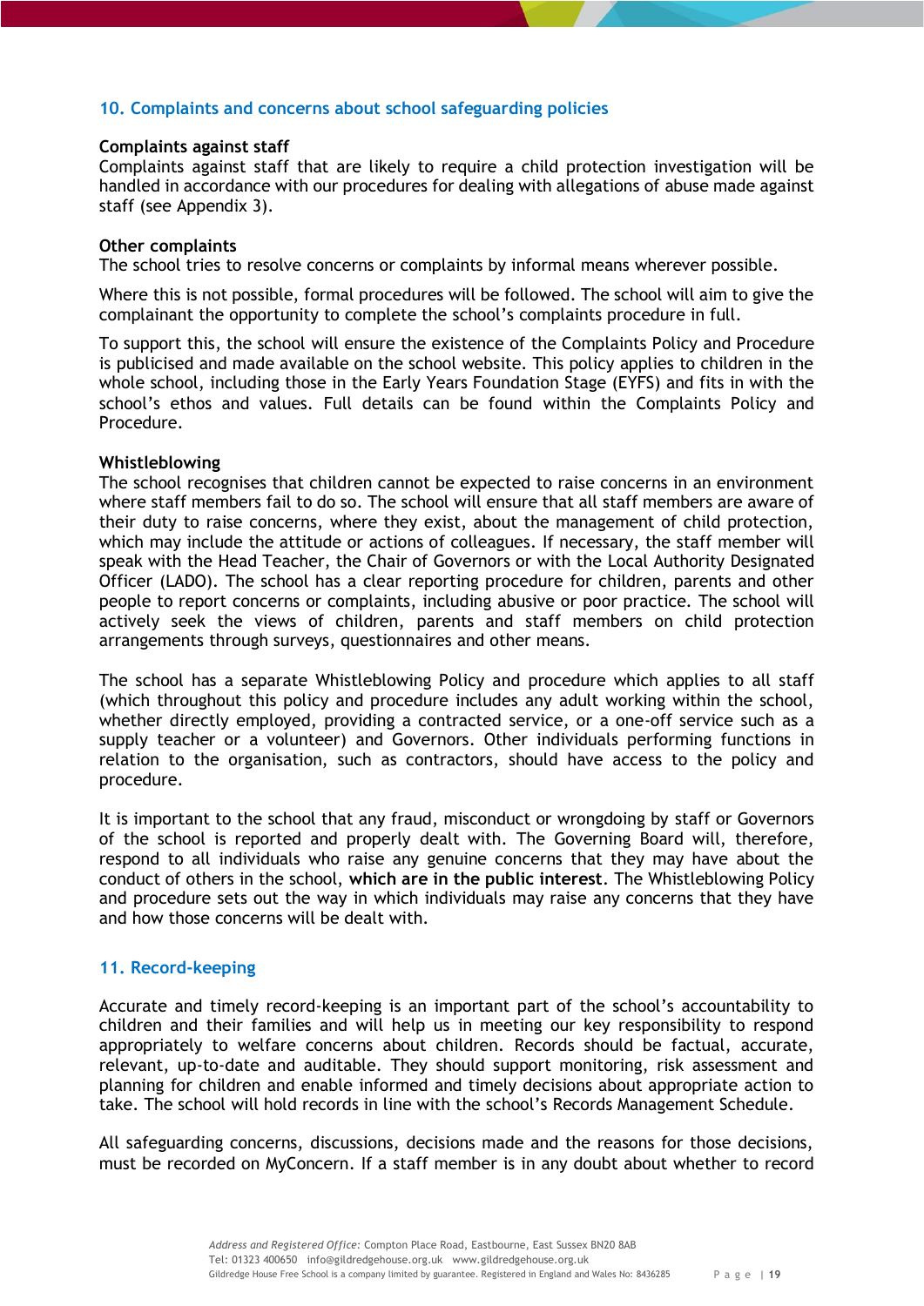## 10. Complaints and concerns about school safeguarding policies

**Complaints against staff**

Complaints against staff that are likely to require a child protection investigation will be handled in accordance with our procedures for dealing with allegations of abuse made against staff (see Appendix 3).

**Other complaints**

The school tries to resolve concerns or complaints by informal means wherever possible.

Where this is not possible, formal procedures will be followed. The school will aim to give the complainant the opportunity to complete the school's complaints procedure in full.

To support this, the school will ensure the existence of the Complaints Policy and Procedure is publicised and made available on the school website. This policy applies to children in the whole school, including those in the Early Years Foundation Stage (EYFS) and fits in with the school's ethos and values. Full details can be found within the Complaints Policy and Procedure.

**Whistleblowing**

The school recognises that children cannot be expected to raise concerns in an environment where staff members fail to do so. The school will ensure that all staff members are aware of their duty to raise concerns, where they exist, about the management of child protection, which may include the attitude or actions of colleagues. If necessary, the staff member will speak with the Head Teacher, the Chair of Governors or with the Local Authority Designated Officer (LADO). The school has a clear reporting procedure for children, parents and other people to report concerns or complaints, including abusive or poor practice. The school will actively seek the views of children, parents and staff members on child protection arrangements through surveys, questionnaires and other means.

The school has a separate Whistleblowing Policy and procedure which applies to all staff (which throughout this policy and procedure includes any adult working within the school, whether directly employed, providing a contracted service, or a one-off service such as a supply teacher or a volunteer) and Governors. Other individuals performing functions in relation to the organisation, such as contractors, should have access to the policy and procedure.

It is important to the school that any fraud, misconduct or wrongdoing by staff or Governors of the school is reported and properly dealt with. The Governing Board will, therefore, respond to all individuals who raise any genuine concerns that they may have about the conduct of others in the school, **which are in the public interest**. The Whistleblowing Policy and procedure sets out the way in which individuals may raise any concerns that they have and how those concerns will be dealt with.

## 11. Record-keeping

Accurate and timely record-keeping is an important part of the school's accountability to children and their families and will help us in meeting our key responsibility to respond appropriately to welfare concerns about children. Records should be factual, accurate, relevant, up-to-date and auditable. They should support monitoring, risk assessment and planning for children and enable informed and timely decisions about appropriate action to take. The school will hold records in line with the school's Records Management Schedule.

All safeguarding concerns, discussions, decisions made and the reasons for those decisions, must be recorded on MyConcern. If a staff member is in any doubt about whether to record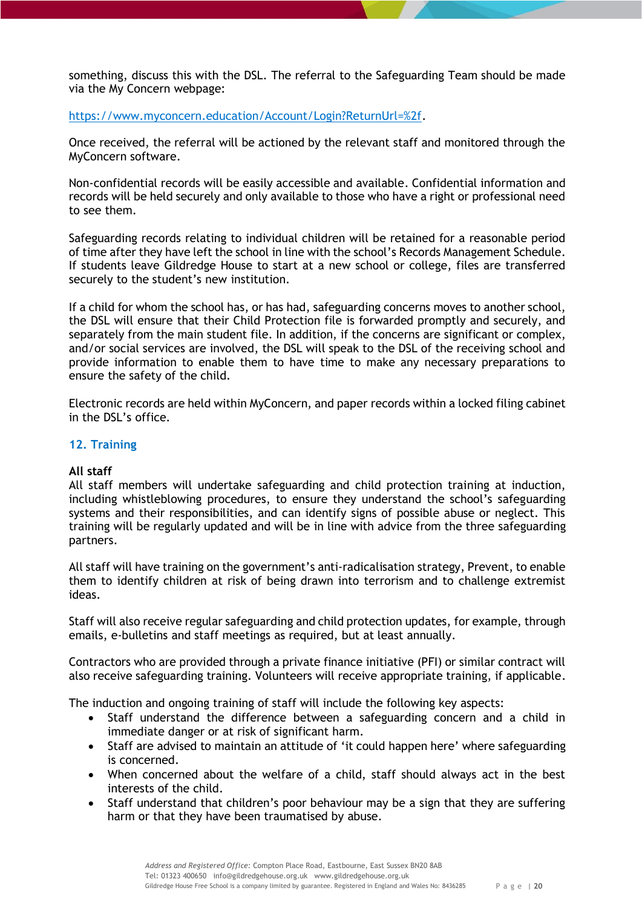something, discuss this with the DSL. The referral to the Safeguarding Team should be made via the My Concern webpage:

[https://www.myconcern.education/Account/Login?ReturnUrl=%2f](https://www.myconcern.education/Account/Login?ReturnUrl=%2f).

Once received, the referral will be actioned by the relevant staff and monitored through the MyConcern software.

Non-confidential records will be easily accessible and available. Confidential information and records will be held securely and only available to those who have a right or professional need to see them.

Safeguarding records relating to individual children will be retained for a reasonable period of time after they have left the school in line with the school's Records Management Schedule. If students leave Gildredge House to start at a new school or college, files are transferred securely to the student's new institution.

If a child for whom the school has, or has had, safeguarding concerns moves to another school, the DSL will ensure that their Child Protection file is forwarded promptly and securely, and separately from the main student file. In addition, if the concerns are significant or complex, and/or social services are involved, the DSL will speak to the DSL of the receiving school and provide information to enable them to have time to make any necessary preparations to ensure the safety of the child.

Electronic records are held within MyConcern, and paper records within a locked filing cabinet in the DSL's office.

## 12. Training

**All staff**

All staff members will undertake safeguarding and child protection training at induction, including whistleblowing procedures, to ensure they understand the school's safeguarding systems and their responsibilities, and can identify signs of possible abuse or neglect. This training will be regularly updated and will be in line with advice from the three safeguarding partners.

All staff will have training on the government's anti-radicalisation strategy, Prevent, to enable them to identify children at risk of being drawn into terrorism and to challenge extremist ideas.

Staff will also receive regular safeguarding and child protection updates, for example, through emails, e-bulletins and staff meetings as required, but at least annually.

Contractors who are provided through a private finance initiative (PFI) or similar contract will also receive safeguarding training. Volunteers will receive appropriate training, if applicable.

The induction and ongoing training of staff will include the following key aspects:

- Staff understand the difference between a safeguarding concern and a child in immediate danger or at risk of significant harm.
- Staff are advised to maintain an attitude of 'it could happen here' where safeguarding is concerned.
- When concerned about the welfare of a child, staff should always act in the best interests of the child.
- Staff understand that children's poor behaviour may be a sign that they are suffering harm or that they have been traumatised by abuse.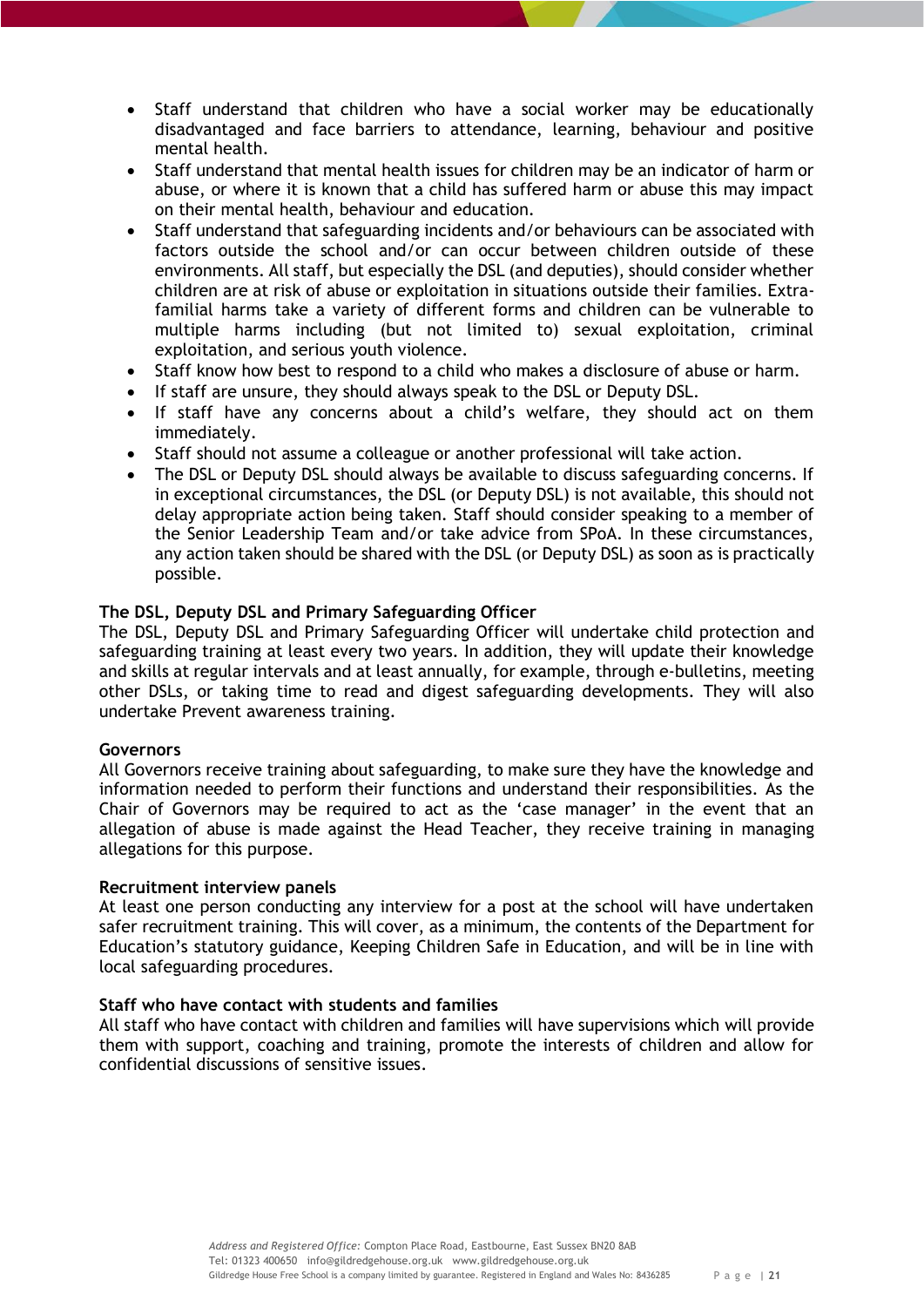- Staff understand that children who have a social worker may be educationally disadvantaged and face barriers to attendance, learning, behaviour and positive mental health.
- Staff understand that mental health issues for children may be an indicator of harm or abuse, or where it is known that a child has suffered harm or abuse this may impact on their mental health, behaviour and education.
- Staff understand that safeguarding incidents and/or behaviours can be associated with factors outside the school and/or can occur between children outside of these environments. All staff, but especially the DSL (and deputies), should consider whether children are at risk of abuse or exploitation in situations outside their families. Extra-familial harms take a variety of different forms and children can be vulnerable to multiple harms including (but not limited to) sexual exploitation, criminal exploitation, and serious youth violence.
- Staff know how best to respond to a child who makes a disclosure of abuse or harm.
- If staff are unsure, they should always speak to the DSL or Deputy DSL.
- If staff have any concerns about a child's welfare, they should act on them immediately.
- Staff should not assume a colleague or another professional will take action.
- The DSL or Deputy DSL should always be available to discuss safeguarding concerns. If in exceptional circumstances, the DSL (or Deputy DSL) is not available, this should not delay appropriate action being taken. Staff should consider speaking to a member of the Senior Leadership Team and/or take advice from SPoA. In these circumstances, any action taken should be shared with the DSL (or Deputy DSL) as soon as is practically possible.

**The DSL, Deputy DSL and Primary Safeguarding Officer**

The DSL, Deputy DSL and Primary Safeguarding Officer will undertake child protection and safeguarding training at least every two years. In addition, they will update their knowledge and skills at regular intervals and at least annually, for example, through e-bulletins, meeting other DSLs, or taking time to read and digest safeguarding developments. They will also undertake Prevent awareness training.

**Governors**

All Governors receive training about safeguarding, to make sure they have the knowledge and information needed to perform their functions and understand their responsibilities. As the Chair of Governors may be required to act as the 'case manager' in the event that an allegation of abuse is made against the Head Teacher, they receive training in managing allegations for this purpose.

**Recruitment interview panels**

At least one person conducting any interview for a post at the school will have undertaken safer recruitment training. This will cover, as a minimum, the contents of the Department for Education's statutory guidance, Keeping Children Safe in Education, and will be in line with local safeguarding procedures.

**Staff who have contact with students and families**

All staff who have contact with children and families will have supervisions which will provide them with support, coaching and training, promote the interests of children and allow for confidential discussions of sensitive issues.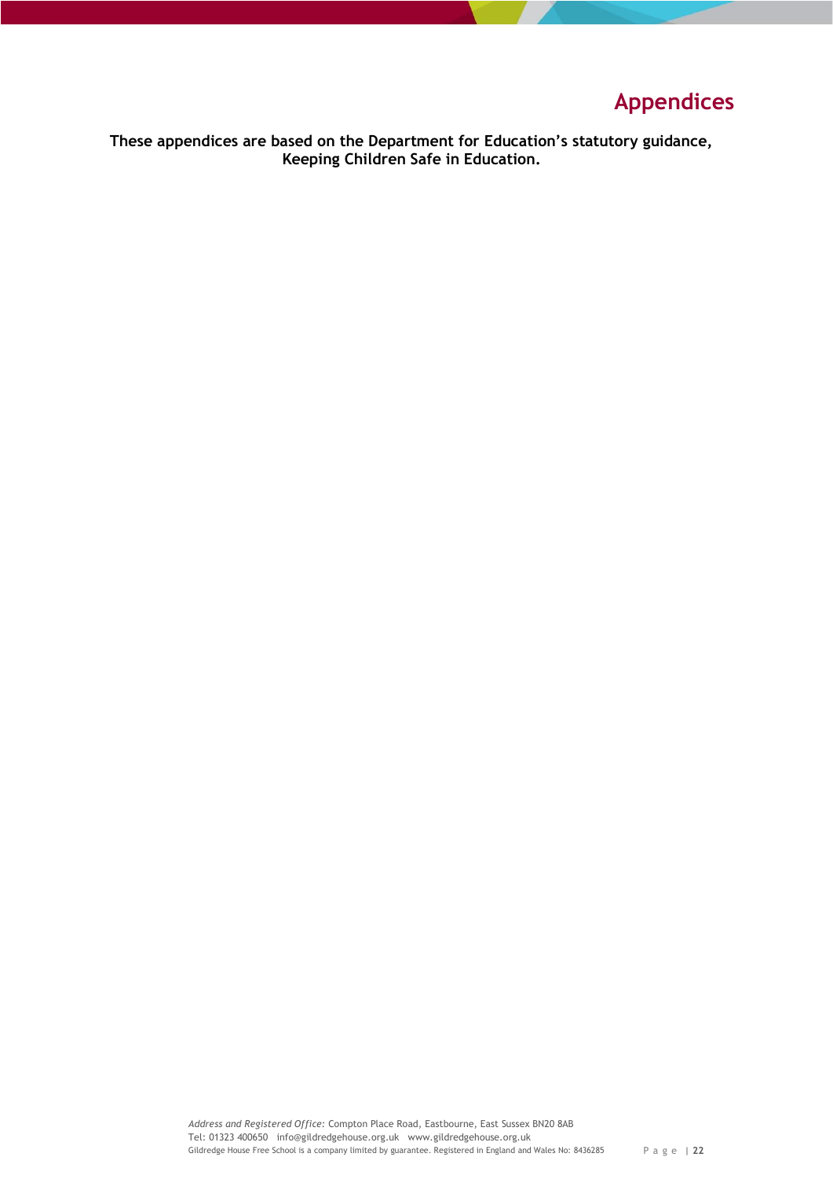# Appendices

**These appendices are based on the Department for Education's statutory guidance, Keeping Children Safe in Education.**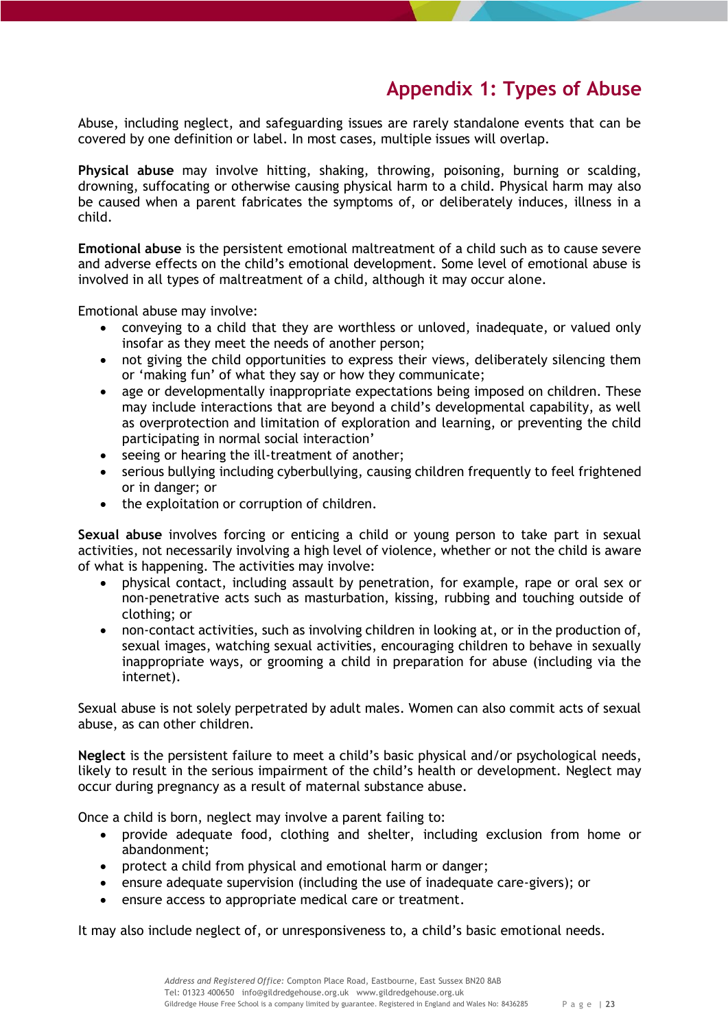# Appendix 1: Types of Abuse

Abuse, including neglect, and safeguarding issues are rarely standalone events that can be covered by one definition or label. In most cases, multiple issues will overlap.

**Physical abuse** may involve hitting, shaking, throwing, poisoning, burning or scalding, drowning, suffocating or otherwise causing physical harm to a child. Physical harm may also be caused when a parent fabricates the symptoms of, or deliberately induces, illness in a child.

**Emotional abuse** is the persistent emotional maltreatment of a child such as to cause severe and adverse effects on the child's emotional development. Some level of emotional abuse is involved in all types of maltreatment of a child, although it may occur alone.

Emotional abuse may involve:

- conveying to a child that they are worthless or unloved, inadequate, or valued only insofar as they meet the needs of another person;
- not giving the child opportunities to express their views, deliberately silencing them or 'making fun' of what they say or how they communicate;
- age or developmentally inappropriate expectations being imposed on children. These may include interactions that are beyond a child's developmental capability, as well as overprotection and limitation of exploration and learning, or preventing the child participating in normal social interaction'
- seeing or hearing the ill-treatment of another;
- serious bullying including cyberbullying, causing children frequently to feel frightened or in danger; or
- the exploitation or corruption of children.

**Sexual abuse** involves forcing or enticing a child or young person to take part in sexual activities, not necessarily involving a high level of violence, whether or not the child is aware of what is happening. The activities may involve:

- physical contact, including assault by penetration, for example, rape or oral sex or non-penetrative acts such as masturbation, kissing, rubbing and touching outside of clothing; or
- non-contact activities, such as involving children in looking at, or in the production of, sexual images, watching sexual activities, encouraging children to behave in sexually inappropriate ways, or grooming a child in preparation for abuse (including via the internet).

Sexual abuse is not solely perpetrated by adult males. Women can also commit acts of sexual abuse, as can other children.

**Neglect** is the persistent failure to meet a child's basic physical and/or psychological needs, likely to result in the serious impairment of the child's health or development. Neglect may occur during pregnancy as a result of maternal substance abuse.

Once a child is born, neglect may involve a parent failing to:

- provide adequate food, clothing and shelter, including exclusion from home or abandonment;
- protect a child from physical and emotional harm or danger;
- ensure adequate supervision (including the use of inadequate care-givers); or
- ensure access to appropriate medical care or treatment.

It may also include neglect of, or unresponsiveness to, a child's basic emotional needs.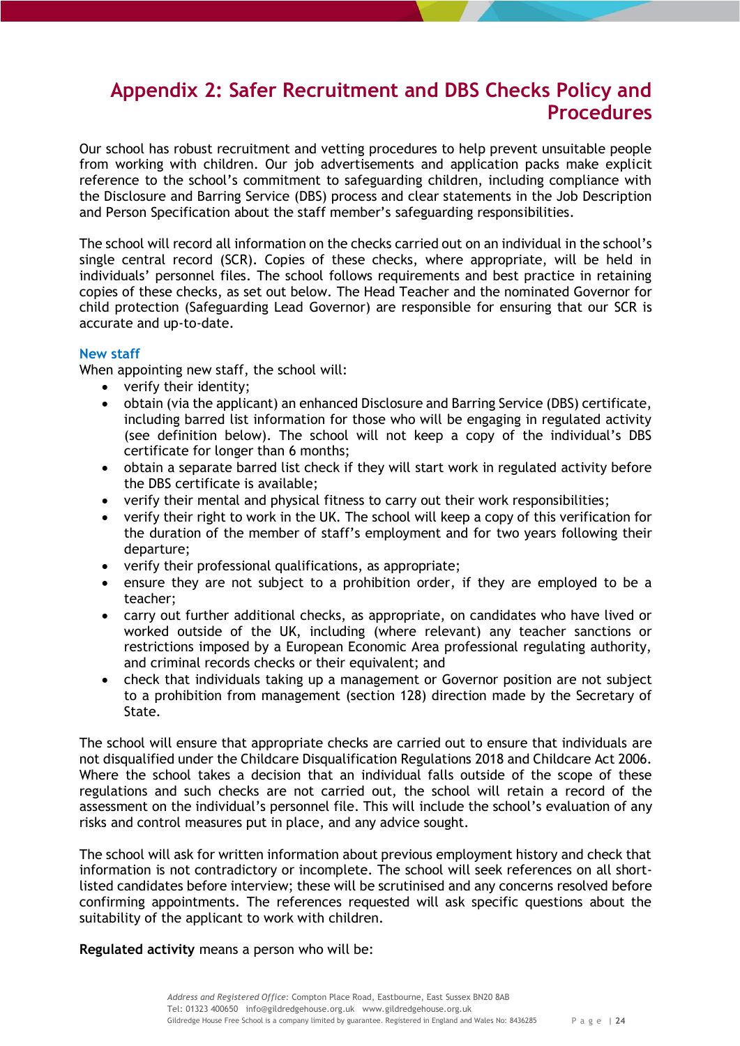# Appendix 2: Safer Recruitment and DBS Checks Policy and Procedures

Our school has robust recruitment and vetting procedures to help prevent unsuitable people from working with children. Our job advertisements and application packs make explicit reference to the school's commitment to safeguarding children, including compliance with the Disclosure and Barring Service (DBS) process and clear statements in the Job Description and Person Specification about the staff member's safeguarding responsibilities.

The school will record all information on the checks carried out on an individual in the school's single central record (SCR). Copies of these checks, where appropriate, will be held in individuals' personnel files. The school follows requirements and best practice in retaining copies of these checks, as set out below. The Head Teacher and the nominated Governor for child protection (Safeguarding Lead Governor) are responsible for ensuring that our SCR is accurate and up-to-date.

### New staff

When appointing new staff, the school will:

- verify their identity;
- obtain (via the applicant) an enhanced Disclosure and Barring Service (DBS) certificate, including barred list information for those who will be engaging in regulated activity (see definition below). The school will not keep a copy of the individual's DBS certificate for longer than 6 months;
- obtain a separate barred list check if they will start work in regulated activity before the DBS certificate is available;
- verify their mental and physical fitness to carry out their work responsibilities;
- verify their right to work in the UK. The school will keep a copy of this verification for the duration of the member of staff's employment and for two years following their departure;
- verify their professional qualifications, as appropriate;
- ensure they are not subject to a prohibition order, if they are employed to be a teacher;
- carry out further additional checks, as appropriate, on candidates who have lived or worked outside of the UK, including (where relevant) any teacher sanctions or restrictions imposed by a European Economic Area professional regulating authority, and criminal records checks or their equivalent; and
- check that individuals taking up a management or Governor position are not subject to a prohibition from management (section 128) direction made by the Secretary of State.

The school will ensure that appropriate checks are carried out to ensure that individuals are not disqualified under the Childcare Disqualification Regulations 2018 and Childcare Act 2006. Where the school takes a decision that an individual falls outside of the scope of these regulations and such checks are not carried out, the school will retain a record of the assessment on the individual's personnel file. This will include the school's evaluation of any risks and control measures put in place, and any advice sought.

The school will ask for written information about previous employment history and check that information is not contradictory or incomplete. The school will seek references on all short-listed candidates before interview; these will be scrutinised and any concerns resolved before confirming appointments. The references requested will ask specific questions about the suitability of the applicant to work with children.

**Regulated activity** means a person who will be: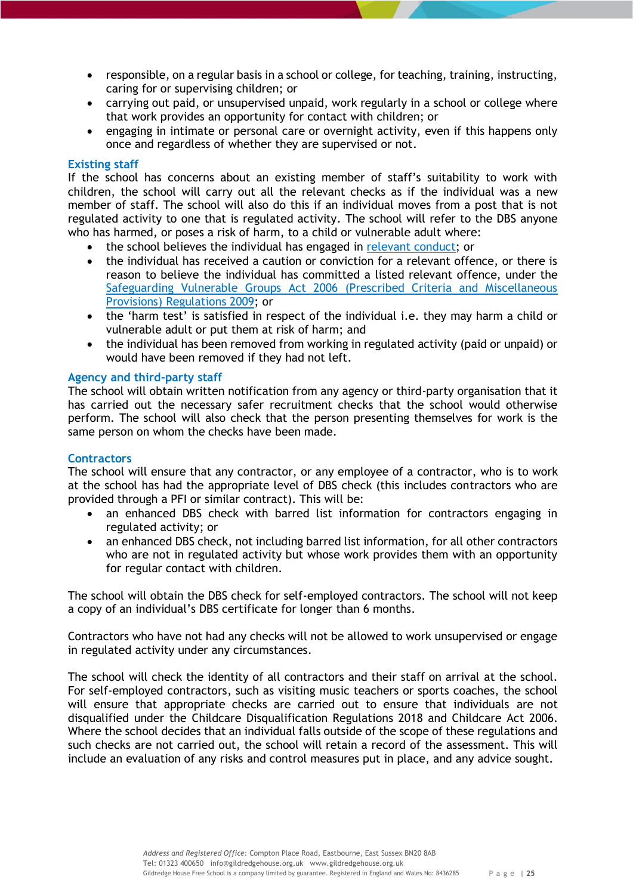- responsible, on a regular basis in a school or college, for teaching, training, instructing, caring for or supervising children; or
- carrying out paid, or unsupervised unpaid, work regularly in a school or college where that work provides an opportunity for contact with children; or
- engaging in intimate or personal care or overnight activity, even if this happens only once and regardless of whether they are supervised or not.

### Existing staff

If the school has concerns about an existing member of staff's suitability to work with children, the school will carry out all the relevant checks as if the individual was a new member of staff. The school will also do this if an individual moves from a post that is not regulated activity to one that is regulated activity. The school will refer to the DBS anyone who has harmed, or poses a risk of harm, to a child or vulnerable adult where:

- the school believes the individual has engaged in relevant conduct; or
- the individual has received a caution or conviction for a relevant offence, or there is reason to believe the individual has committed a listed relevant offence, under the Safeguarding Vulnerable Groups Act 2006 (Prescribed Criteria and Miscellaneous Provisions) Regulations 2009; or
- the 'harm test' is satisfied in respect of the individual i.e. they may harm a child or vulnerable adult or put them at risk of harm; and
- the individual has been removed from working in regulated activity (paid or unpaid) or would have been removed if they had not left.

### Agency and third-party staff

The school will obtain written notification from any agency or third-party organisation that it has carried out the necessary safer recruitment checks that the school would otherwise perform. The school will also check that the person presenting themselves for work is the same person on whom the checks have been made.

### Contractors

The school will ensure that any contractor, or any employee of a contractor, who is to work at the school has had the appropriate level of DBS check (this includes contractors who are provided through a PFI or similar contract). This will be:

- an enhanced DBS check with barred list information for contractors engaging in regulated activity; or
- an enhanced DBS check, not including barred list information, for all other contractors who are not in regulated activity but whose work provides them with an opportunity for regular contact with children.

The school will obtain the DBS check for self-employed contractors. The school will not keep a copy of an individual's DBS certificate for longer than 6 months.

Contractors who have not had any checks will not be allowed to work unsupervised or engage in regulated activity under any circumstances.

The school will check the identity of all contractors and their staff on arrival at the school. For self-employed contractors, such as visiting music teachers or sports coaches, the school will ensure that appropriate checks are carried out to ensure that individuals are not disqualified under the Childcare Disqualification Regulations 2018 and Childcare Act 2006. Where the school decides that an individual falls outside of the scope of these regulations and such checks are not carried out, the school will retain a record of the assessment. This will include an evaluation of any risks and control measures put in place, and any advice sought.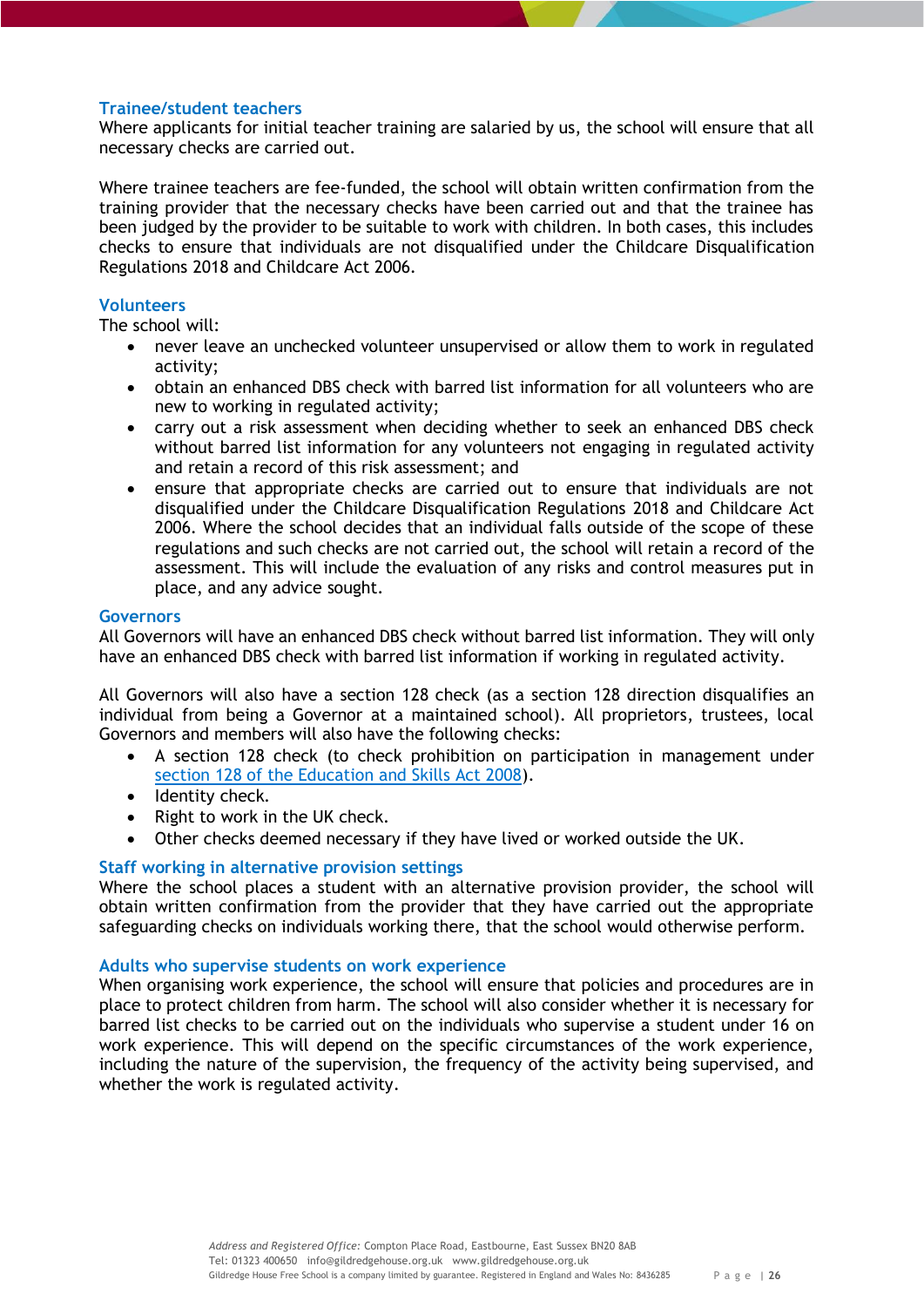### Trainee/student teachers

Where applicants for initial teacher training are salaried by us, the school will ensure that all necessary checks are carried out.

Where trainee teachers are fee-funded, the school will obtain written confirmation from the training provider that the necessary checks have been carried out and that the trainee has been judged by the provider to be suitable to work with children. In both cases, this includes checks to ensure that individuals are not disqualified under the Childcare Disqualification Regulations 2018 and Childcare Act 2006.

### Volunteers

The school will:

- never leave an unchecked volunteer unsupervised or allow them to work in regulated activity;
- obtain an enhanced DBS check with barred list information for all volunteers who are new to working in regulated activity;
- carry out a risk assessment when deciding whether to seek an enhanced DBS check without barred list information for any volunteers not engaging in regulated activity and retain a record of this risk assessment; and
- ensure that appropriate checks are carried out to ensure that individuals are not disqualified under the Childcare Disqualification Regulations 2018 and Childcare Act 2006. Where the school decides that an individual falls outside of the scope of these regulations and such checks are not carried out, the school will retain a record of the assessment. This will include the evaluation of any risks and control measures put in place, and any advice sought.

### Governors

All Governors will have an enhanced DBS check without barred list information. They will only have an enhanced DBS check with barred list information if working in regulated activity.

All Governors will also have a section 128 check (as a section 128 direction disqualifies an individual from being a Governor at a maintained school). All proprietors, trustees, local Governors and members will also have the following checks:

- A section 128 check (to check prohibition on participation in management under [section 128 of the Education and Skills Act 2008](section 128 of the Education and Skills Act 2008)).
- Identity check.
- Right to work in the UK check.
- Other checks deemed necessary if they have lived or worked outside the UK.

### Staff working in alternative provision settings

Where the school places a student with an alternative provision provider, the school will obtain written confirmation from the provider that they have carried out the appropriate safeguarding checks on individuals working there, that the school would otherwise perform.

### Adults who supervise students on work experience

When organising work experience, the school will ensure that policies and procedures are in place to protect children from harm. The school will also consider whether it is necessary for barred list checks to be carried out on the individuals who supervise a student under 16 on work experience. This will depend on the specific circumstances of the work experience, including the nature of the supervision, the frequency of the activity being supervised, and whether the work is regulated activity.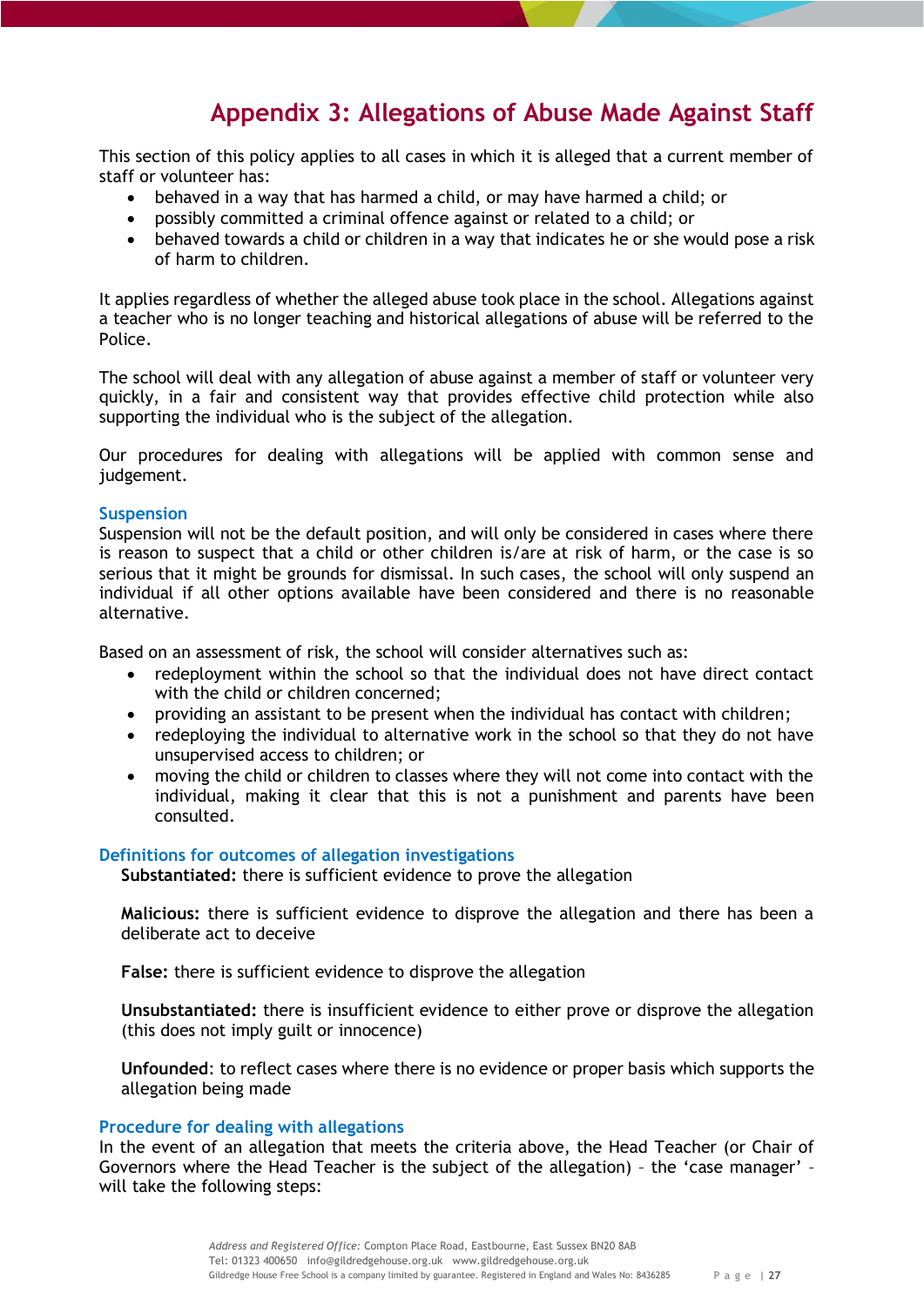# Appendix 3: Allegations of Abuse Made Against Staff

This section of this policy applies to all cases in which it is alleged that a current member of staff or volunteer has:

- behaved in a way that has harmed a child, or may have harmed a child; or
- possibly committed a criminal offence against or related to a child; or
- behaved towards a child or children in a way that indicates he or she would pose a risk of harm to children.

It applies regardless of whether the alleged abuse took place in the school. Allegations against a teacher who is no longer teaching and historical allegations of abuse will be referred to the Police.

The school will deal with any allegation of abuse against a member of staff or volunteer very quickly, in a fair and consistent way that provides effective child protection while also supporting the individual who is the subject of the allegation.

Our procedures for dealing with allegations will be applied with common sense and judgement.

### Suspension

Suspension will not be the default position, and will only be considered in cases where there is reason to suspect that a child or other children is/are at risk of harm, or the case is so serious that it might be grounds for dismissal. In such cases, the school will only suspend an individual if all other options available have been considered and there is no reasonable alternative.

Based on an assessment of risk, the school will consider alternatives such as:

- redeployment within the school so that the individual does not have direct contact with the child or children concerned;
- providing an assistant to be present when the individual has contact with children;
- redeploying the individual to alternative work in the school so that they do not have unsupervised access to children; or
- moving the child or children to classes where they will not come into contact with the individual, making it clear that this is not a punishment and parents have been consulted.

### Definitions for outcomes of allegation investigations

**Substantiated:** there is sufficient evidence to prove the allegation

**Malicious:** there is sufficient evidence to disprove the allegation and there has been a deliberate act to deceive

**False:** there is sufficient evidence to disprove the allegation

**Unsubstantiated:** there is insufficient evidence to either prove or disprove the allegation (this does not imply guilt or innocence)

**Unfounded**: to reflect cases where there is no evidence or proper basis which supports the allegation being made

### Procedure for dealing with allegations

In the event of an allegation that meets the criteria above, the Head Teacher (or Chair of Governors where the Head Teacher is the subject of the allegation) – the 'case manager' – will take the following steps: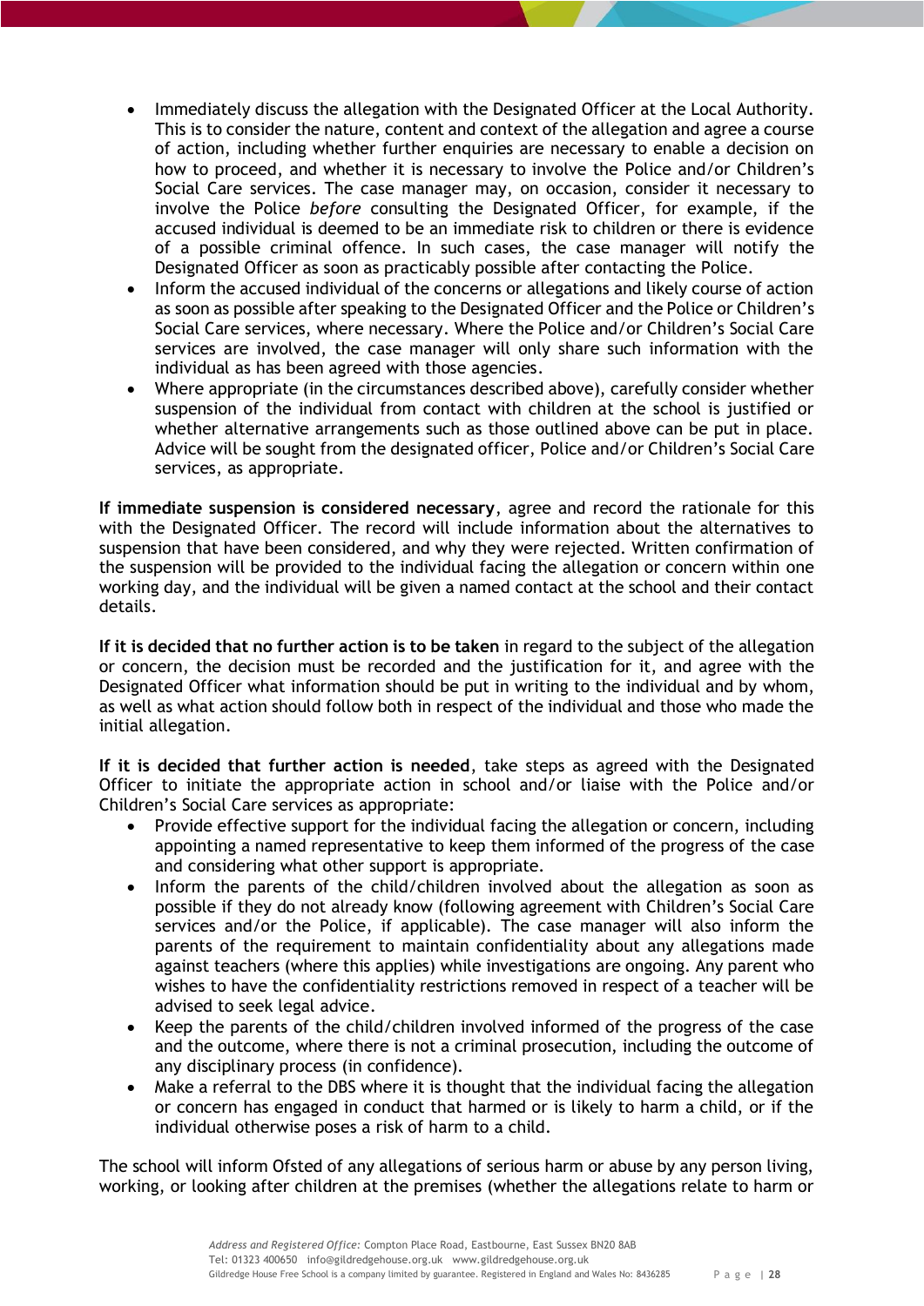- Immediately discuss the allegation with the Designated Officer at the Local Authority. This is to consider the nature, content and context of the allegation and agree a course of action, including whether further enquiries are necessary to enable a decision on how to proceed, and whether it is necessary to involve the Police and/or Children's Social Care services. The case manager may, on occasion, consider it necessary to involve the Police *before* consulting the Designated Officer, for example, if the accused individual is deemed to be an immediate risk to children or there is evidence of a possible criminal offence. In such cases, the case manager will notify the Designated Officer as soon as practicably possible after contacting the Police.
- Inform the accused individual of the concerns or allegations and likely course of action as soon as possible after speaking to the Designated Officer and the Police or Children's Social Care services, where necessary. Where the Police and/or Children's Social Care services are involved, the case manager will only share such information with the individual as has been agreed with those agencies.
- Where appropriate (in the circumstances described above), carefully consider whether suspension of the individual from contact with children at the school is justified or whether alternative arrangements such as those outlined above can be put in place. Advice will be sought from the designated officer, Police and/or Children's Social Care services, as appropriate.

**If immediate suspension is considered necessary**, agree and record the rationale for this with the Designated Officer. The record will include information about the alternatives to suspension that have been considered, and why they were rejected. Written confirmation of the suspension will be provided to the individual facing the allegation or concern within one working day, and the individual will be given a named contact at the school and their contact details.

**If it is decided that no further action is to be taken** in regard to the subject of the allegation or concern, the decision must be recorded and the justification for it, and agree with the Designated Officer what information should be put in writing to the individual and by whom, as well as what action should follow both in respect of the individual and those who made the initial allegation.

**If it is decided that further action is needed**, take steps as agreed with the Designated Officer to initiate the appropriate action in school and/or liaise with the Police and/or Children's Social Care services as appropriate:

- Provide effective support for the individual facing the allegation or concern, including appointing a named representative to keep them informed of the progress of the case and considering what other support is appropriate.
- Inform the parents of the child/children involved about the allegation as soon as possible if they do not already know (following agreement with Children's Social Care services and/or the Police, if applicable). The case manager will also inform the parents of the requirement to maintain confidentiality about any allegations made against teachers (where this applies) while investigations are ongoing. Any parent who wishes to have the confidentiality restrictions removed in respect of a teacher will be advised to seek legal advice.
- Keep the parents of the child/children involved informed of the progress of the case and the outcome, where there is not a criminal prosecution, including the outcome of any disciplinary process (in confidence).
- Make a referral to the DBS where it is thought that the individual facing the allegation or concern has engaged in conduct that harmed or is likely to harm a child, or if the individual otherwise poses a risk of harm to a child.

The school will inform Ofsted of any allegations of serious harm or abuse by any person living, working, or looking after children at the premises (whether the allegations relate to harm or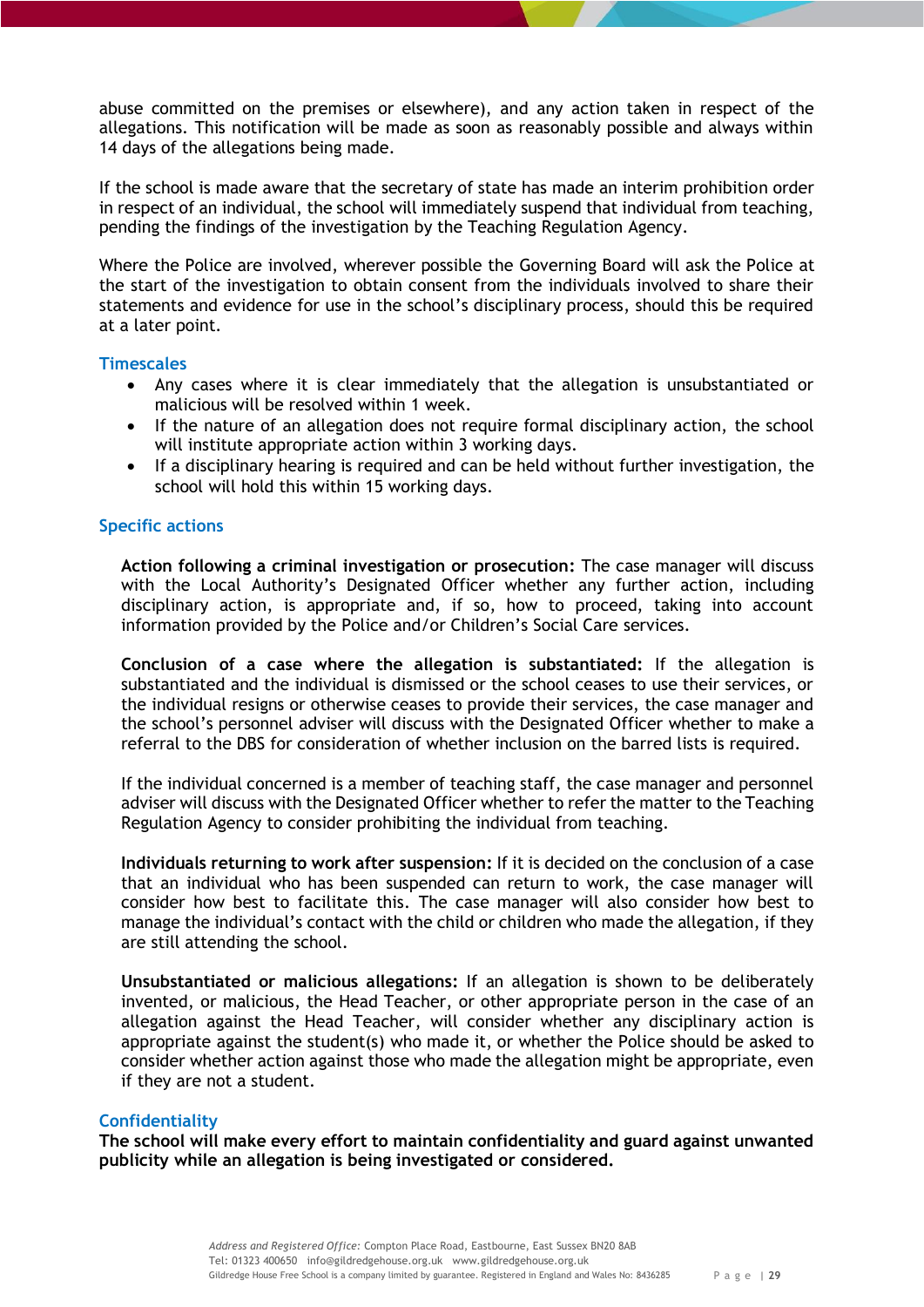abuse committed on the premises or elsewhere), and any action taken in respect of the allegations. This notification will be made as soon as reasonably possible and always within 14 days of the allegations being made.

If the school is made aware that the secretary of state has made an interim prohibition order in respect of an individual, the school will immediately suspend that individual from teaching, pending the findings of the investigation by the Teaching Regulation Agency.

Where the Police are involved, wherever possible the Governing Board will ask the Police at the start of the investigation to obtain consent from the individuals involved to share their statements and evidence for use in the school's disciplinary process, should this be required at a later point.

### Timescales

- Any cases where it is clear immediately that the allegation is unsubstantiated or malicious will be resolved within 1 week.
- If the nature of an allegation does not require formal disciplinary action, the school will institute appropriate action within 3 working days.
- If a disciplinary hearing is required and can be held without further investigation, the school will hold this within 15 working days.

### Specific actions

**Action following a criminal investigation or prosecution:** The case manager will discuss with the Local Authority's Designated Officer whether any further action, including disciplinary action, is appropriate and, if so, how to proceed, taking into account information provided by the Police and/or Children's Social Care services.

**Conclusion of a case where the allegation is substantiated:** If the allegation is substantiated and the individual is dismissed or the school ceases to use their services, or the individual resigns or otherwise ceases to provide their services, the case manager and the school's personnel adviser will discuss with the Designated Officer whether to make a referral to the DBS for consideration of whether inclusion on the barred lists is required.

If the individual concerned is a member of teaching staff, the case manager and personnel adviser will discuss with the Designated Officer whether to refer the matter to the Teaching Regulation Agency to consider prohibiting the individual from teaching.

**Individuals returning to work after suspension:** If it is decided on the conclusion of a case that an individual who has been suspended can return to work, the case manager will consider how best to facilitate this. The case manager will also consider how best to manage the individual's contact with the child or children who made the allegation, if they are still attending the school.

**Unsubstantiated or malicious allegations:** If an allegation is shown to be deliberately invented, or malicious, the Head Teacher, or other appropriate person in the case of an allegation against the Head Teacher, will consider whether any disciplinary action is appropriate against the student(s) who made it, or whether the Police should be asked to consider whether action against those who made the allegation might be appropriate, even if they are not a student.

### Confidentiality

**The school will make every effort to maintain confidentiality and guard against unwanted publicity while an allegation is being investigated or considered.**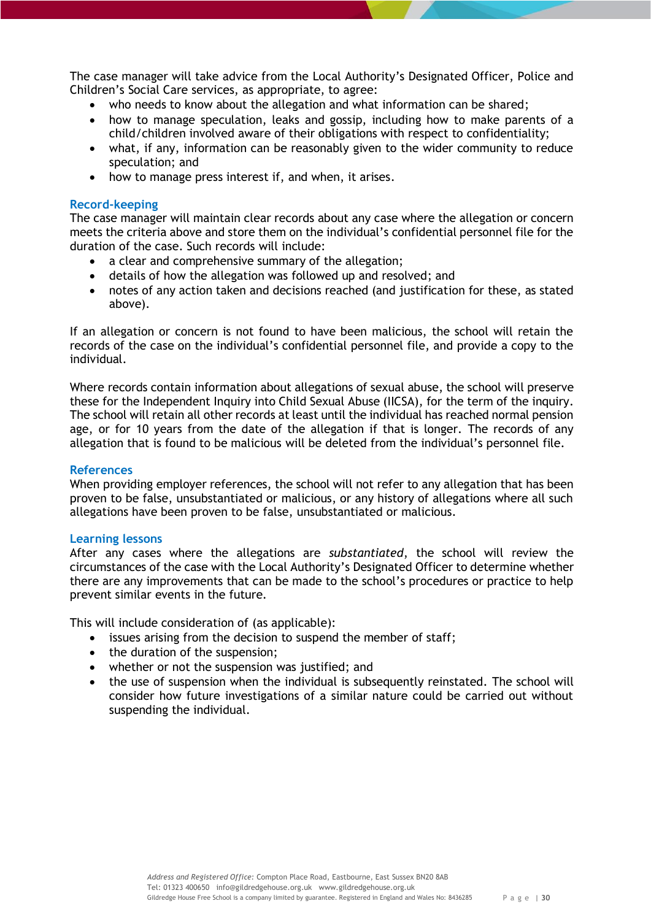The case manager will take advice from the Local Authority's Designated Officer, Police and Children's Social Care services, as appropriate, to agree:

- who needs to know about the allegation and what information can be shared;
- how to manage speculation, leaks and gossip, including how to make parents of a child/children involved aware of their obligations with respect to confidentiality;
- what, if any, information can be reasonably given to the wider community to reduce speculation; and
- how to manage press interest if, and when, it arises.

### Record-keeping

The case manager will maintain clear records about any case where the allegation or concern meets the criteria above and store them on the individual's confidential personnel file for the duration of the case. Such records will include:

- a clear and comprehensive summary of the allegation;
- details of how the allegation was followed up and resolved; and
- notes of any action taken and decisions reached (and justification for these, as stated above).

If an allegation or concern is not found to have been malicious, the school will retain the records of the case on the individual's confidential personnel file, and provide a copy to the individual.

Where records contain information about allegations of sexual abuse, the school will preserve these for the Independent Inquiry into Child Sexual Abuse (IICSA), for the term of the inquiry. The school will retain all other records at least until the individual has reached normal pension age, or for 10 years from the date of the allegation if that is longer. The records of any allegation that is found to be malicious will be deleted from the individual's personnel file.

### References

When providing employer references, the school will not refer to any allegation that has been proven to be false, unsubstantiated or malicious, or any history of allegations where all such allegations have been proven to be false, unsubstantiated or malicious.

### Learning lessons

After any cases where the allegations are *substantiated*, the school will review the circumstances of the case with the Local Authority's Designated Officer to determine whether there are any improvements that can be made to the school's procedures or practice to help prevent similar events in the future.

This will include consideration of (as applicable):

- issues arising from the decision to suspend the member of staff;
- the duration of the suspension;
- whether or not the suspension was justified; and
- the use of suspension when the individual is subsequently reinstated. The school will consider how future investigations of a similar nature could be carried out without suspending the individual.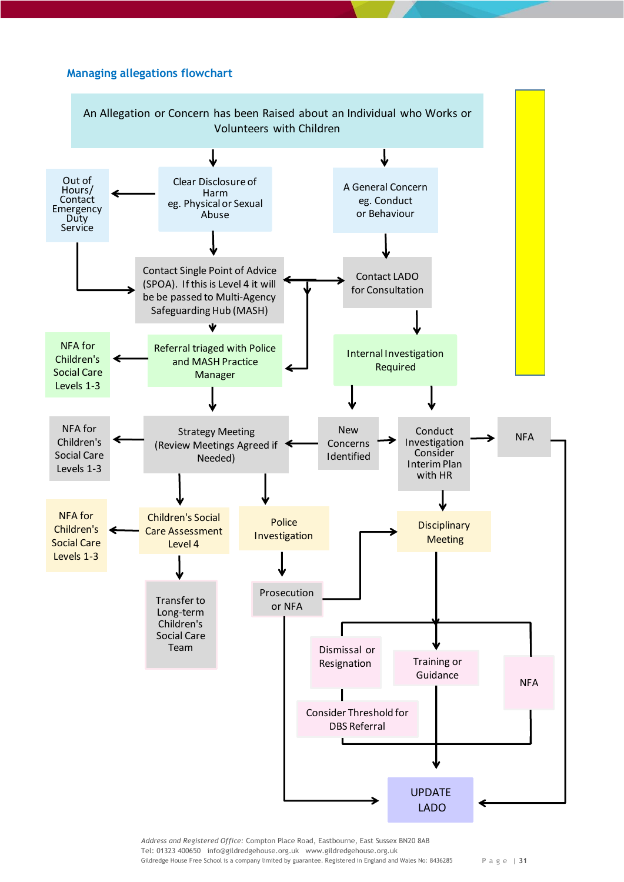## Managing allegations flowchart

An Allegation or Concern has been Raised about an Individual who Works or Volunteers with Children

Clear Disclosure of Harm eg. Physical or Sexual Abuse

A General Concern eg. Conduct or Behaviour

Out of Hours/ Contact Emergency Duty Service

Contact Single Point of Advice (SPOA). If this is Level 4 it will be be passed to Multi-Agency Safeguarding Hub (MASH)

Contact LADO for Consultation

NFA for Children's Social Care Levels 1-3

Referral triaged with Police and MASH Practice Manager

Internal Investigation Required

NFA for Children's Social Care Levels 1-3

Strategy Meeting (Review Meetings Agreed if Needed)

New Concerns Identified

Conduct Investigation Consider Interim Plan with HR

NFA

NFA for Children's Social Care Levels 1-3

Children's Social Care Assessment Level 4

Police Investigation

Disciplinary Meeting

Transfer to Long-term Children's Social Care Team

Prosecution or NFA

Dismissal or Resignation

Training or Guidance

NFA

Consider Threshold for DBS Referral

UPDATE LADO

*Address and Registered Office:* Compton Place Road, Eastbourne, East Sussex BN20 8AB
Tel: 01323 400650 info@gildredgehouse.org.uk www.gildredgehouse.org.uk
Gildredge House Free School is a company limited by guarantee. Registered in England and Wales No: 8436285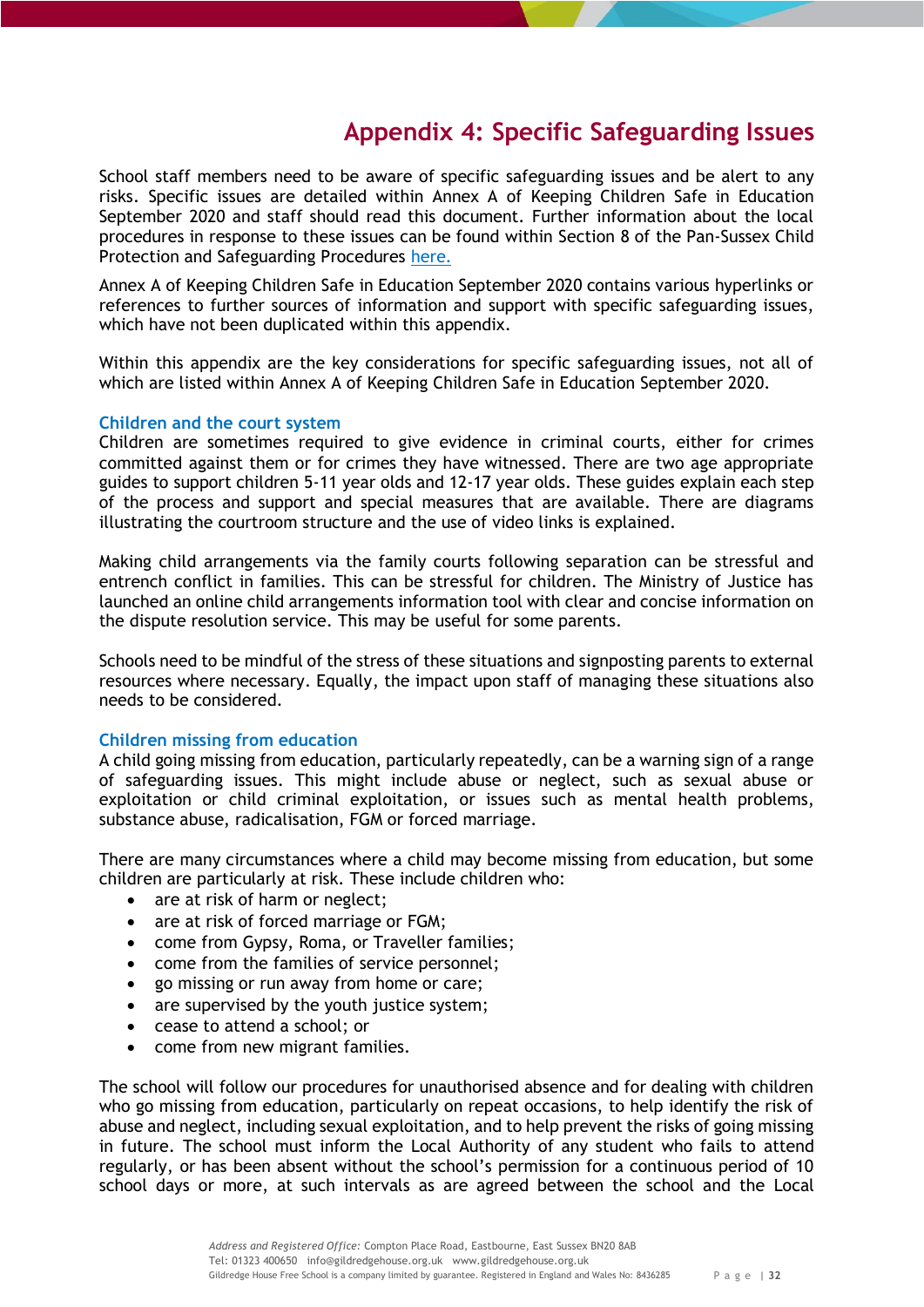# Appendix 4: Specific Safeguarding Issues

School staff members need to be aware of specific safeguarding issues and be alert to any risks. Specific issues are detailed within Annex A of Keeping Children Safe in Education September 2020 and staff should read this document. Further information about the local procedures in response to these issues can be found within Section 8 of the Pan-Sussex Child Protection and Safeguarding Procedures [here.]

Annex A of Keeping Children Safe in Education September 2020 contains various hyperlinks or references to further sources of information and support with specific safeguarding issues, which have not been duplicated within this appendix.

Within this appendix are the key considerations for specific safeguarding issues, not all of which are listed within Annex A of Keeping Children Safe in Education September 2020.

### Children and the court system

Children are sometimes required to give evidence in criminal courts, either for crimes committed against them or for crimes they have witnessed. There are two age appropriate guides to support children 5-11 year olds and 12-17 year olds. These guides explain each step of the process and support and special measures that are available. There are diagrams illustrating the courtroom structure and the use of video links is explained.

Making child arrangements via the family courts following separation can be stressful and entrench conflict in families. This can be stressful for children. The Ministry of Justice has launched an online child arrangements information tool with clear and concise information on the dispute resolution service. This may be useful for some parents.

Schools need to be mindful of the stress of these situations and signposting parents to external resources where necessary. Equally, the impact upon staff of managing these situations also needs to be considered.

### Children missing from education

A child going missing from education, particularly repeatedly, can be a warning sign of a range of safeguarding issues. This might include abuse or neglect, such as sexual abuse or exploitation or child criminal exploitation, or issues such as mental health problems, substance abuse, radicalisation, FGM or forced marriage.

There are many circumstances where a child may become missing from education, but some children are particularly at risk. These include children who:

- are at risk of harm or neglect;
- are at risk of forced marriage or FGM;
- come from Gypsy, Roma, or Traveller families;
- come from the families of service personnel;
- go missing or run away from home or care;
- are supervised by the youth justice system;
- cease to attend a school; or
- come from new migrant families.

The school will follow our procedures for unauthorised absence and for dealing with children who go missing from education, particularly on repeat occasions, to help identify the risk of abuse and neglect, including sexual exploitation, and to help prevent the risks of going missing in future. The school must inform the Local Authority of any student who fails to attend regularly, or has been absent without the school's permission for a continuous period of 10 school days or more, at such intervals as are agreed between the school and the Local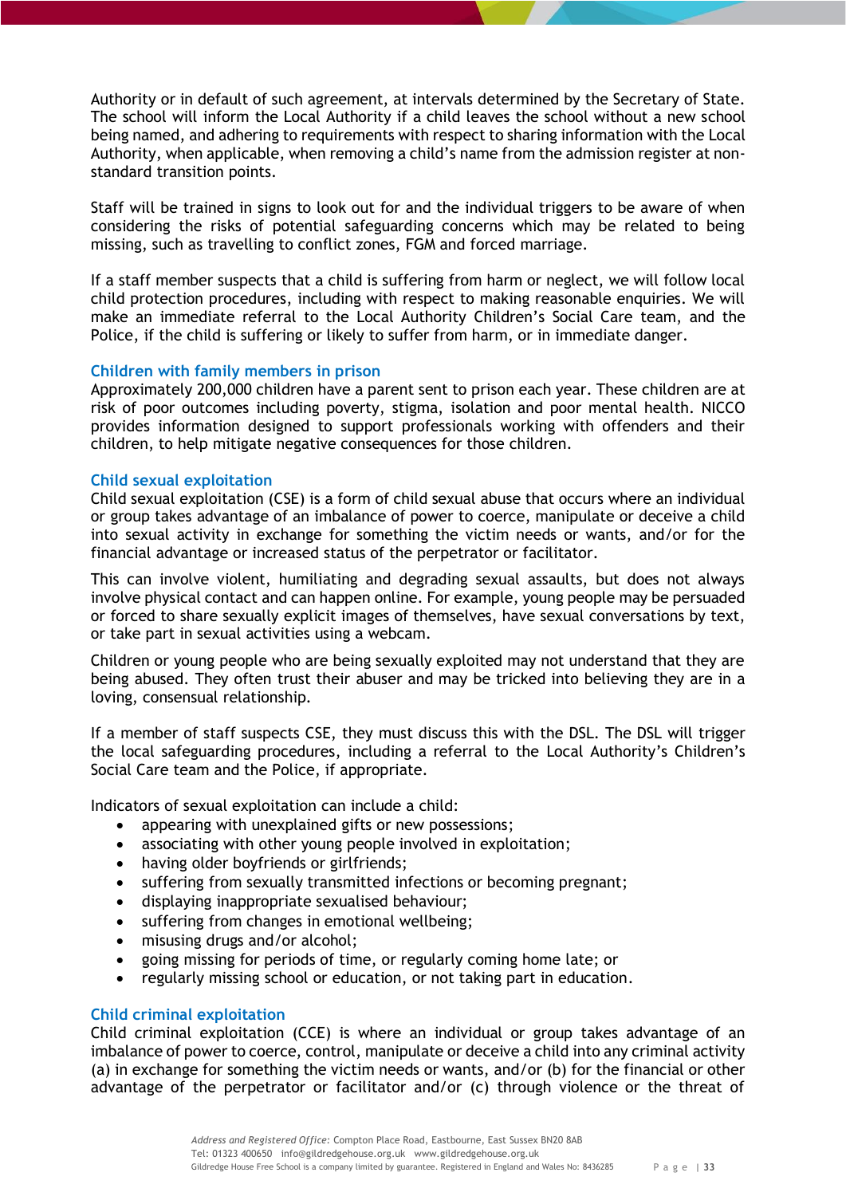Authority or in default of such agreement, at intervals determined by the Secretary of State. The school will inform the Local Authority if a child leaves the school without a new school being named, and adhering to requirements with respect to sharing information with the Local Authority, when applicable, when removing a child's name from the admission register at non-standard transition points.

Staff will be trained in signs to look out for and the individual triggers to be aware of when considering the risks of potential safeguarding concerns which may be related to being missing, such as travelling to conflict zones, FGM and forced marriage.

If a staff member suspects that a child is suffering from harm or neglect, we will follow local child protection procedures, including with respect to making reasonable enquiries. We will make an immediate referral to the Local Authority Children's Social Care team, and the Police, if the child is suffering or likely to suffer from harm, or in immediate danger.

### Children with family members in prison

Approximately 200,000 children have a parent sent to prison each year. These children are at risk of poor outcomes including poverty, stigma, isolation and poor mental health. NICCO provides information designed to support professionals working with offenders and their children, to help mitigate negative consequences for those children.

### Child sexual exploitation

Child sexual exploitation (CSE) is a form of child sexual abuse that occurs where an individual or group takes advantage of an imbalance of power to coerce, manipulate or deceive a child into sexual activity in exchange for something the victim needs or wants, and/or for the financial advantage or increased status of the perpetrator or facilitator.

This can involve violent, humiliating and degrading sexual assaults, but does not always involve physical contact and can happen online. For example, young people may be persuaded or forced to share sexually explicit images of themselves, have sexual conversations by text, or take part in sexual activities using a webcam.

Children or young people who are being sexually exploited may not understand that they are being abused. They often trust their abuser and may be tricked into believing they are in a loving, consensual relationship.

If a member of staff suspects CSE, they must discuss this with the DSL. The DSL will trigger the local safeguarding procedures, including a referral to the Local Authority's Children's Social Care team and the Police, if appropriate.

Indicators of sexual exploitation can include a child:

- appearing with unexplained gifts or new possessions;
- associating with other young people involved in exploitation;
- having older boyfriends or girlfriends;
- suffering from sexually transmitted infections or becoming pregnant;
- displaying inappropriate sexualised behaviour;
- suffering from changes in emotional wellbeing;
- misusing drugs and/or alcohol;
- going missing for periods of time, or regularly coming home late; or
- regularly missing school or education, or not taking part in education.

### Child criminal exploitation

Child criminal exploitation (CCE) is where an individual or group takes advantage of an imbalance of power to coerce, control, manipulate or deceive a child into any criminal activity (a) in exchange for something the victim needs or wants, and/or (b) for the financial or other advantage of the perpetrator or facilitator and/or (c) through violence or the threat of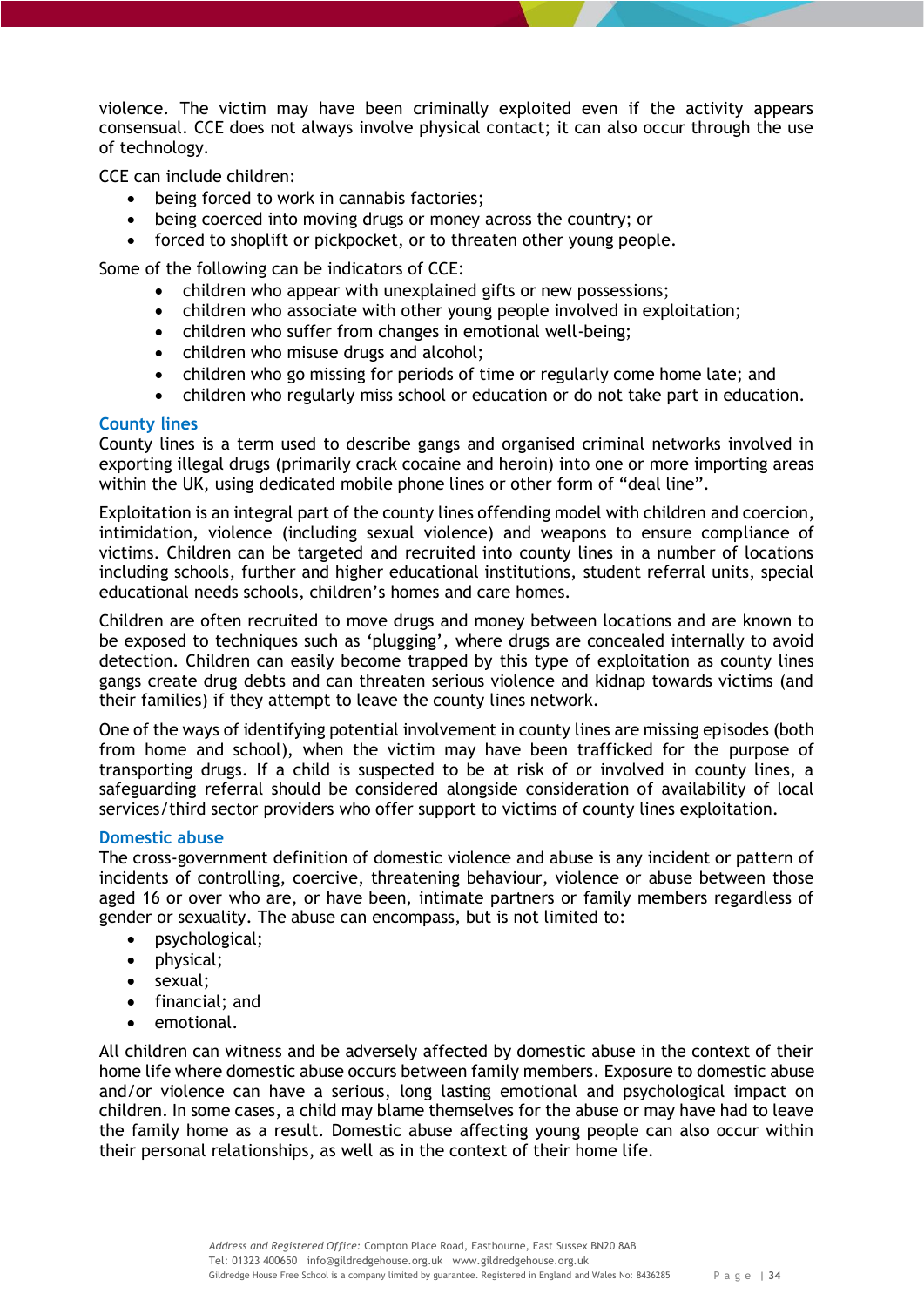violence. The victim may have been criminally exploited even if the activity appears consensual. CCE does not always involve physical contact; it can also occur through the use of technology.

CCE can include children:

- being forced to work in cannabis factories;
- being coerced into moving drugs or money across the country; or
- forced to shoplift or pickpocket, or to threaten other young people.

Some of the following can be indicators of CCE:

- children who appear with unexplained gifts or new possessions;
- children who associate with other young people involved in exploitation;
- children who suffer from changes in emotional well-being;
- children who misuse drugs and alcohol;
- children who go missing for periods of time or regularly come home late; and
- children who regularly miss school or education or do not take part in education.

### County lines

County lines is a term used to describe gangs and organised criminal networks involved in exporting illegal drugs (primarily crack cocaine and heroin) into one or more importing areas within the UK, using dedicated mobile phone lines or other form of "deal line".

Exploitation is an integral part of the county lines offending model with children and coercion, intimidation, violence (including sexual violence) and weapons to ensure compliance of victims. Children can be targeted and recruited into county lines in a number of locations including schools, further and higher educational institutions, student referral units, special educational needs schools, children's homes and care homes.

Children are often recruited to move drugs and money between locations and are known to be exposed to techniques such as 'plugging', where drugs are concealed internally to avoid detection. Children can easily become trapped by this type of exploitation as county lines gangs create drug debts and can threaten serious violence and kidnap towards victims (and their families) if they attempt to leave the county lines network.

One of the ways of identifying potential involvement in county lines are missing episodes (both from home and school), when the victim may have been trafficked for the purpose of transporting drugs. If a child is suspected to be at risk of or involved in county lines, a safeguarding referral should be considered alongside consideration of availability of local services/third sector providers who offer support to victims of county lines exploitation.

### Domestic abuse

The cross-government definition of domestic violence and abuse is any incident or pattern of incidents of controlling, coercive, threatening behaviour, violence or abuse between those aged 16 or over who are, or have been, intimate partners or family members regardless of gender or sexuality. The abuse can encompass, but is not limited to:

- psychological;
- physical;
- sexual;
- financial; and
- emotional.

All children can witness and be adversely affected by domestic abuse in the context of their home life where domestic abuse occurs between family members. Exposure to domestic abuse and/or violence can have a serious, long lasting emotional and psychological impact on children. In some cases, a child may blame themselves for the abuse or may have had to leave the family home as a result. Domestic abuse affecting young people can also occur within their personal relationships, as well as in the context of their home life.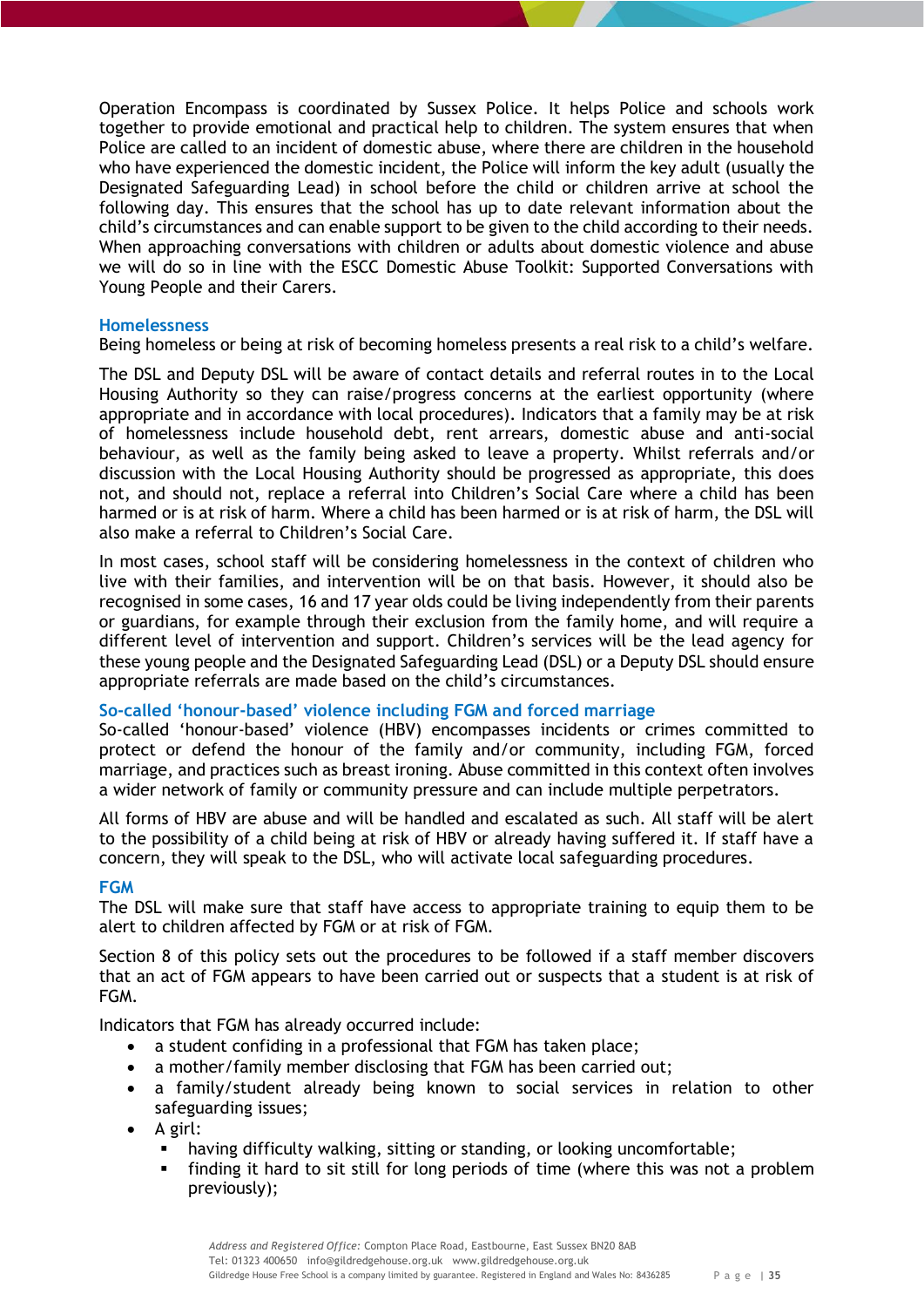Operation Encompass is coordinated by Sussex Police. It helps Police and schools work together to provide emotional and practical help to children. The system ensures that when Police are called to an incident of domestic abuse, where there are children in the household who have experienced the domestic incident, the Police will inform the key adult (usually the Designated Safeguarding Lead) in school before the child or children arrive at school the following day. This ensures that the school has up to date relevant information about the child's circumstances and can enable support to be given to the child according to their needs. When approaching conversations with children or adults about domestic violence and abuse we will do so in line with the ESCC Domestic Abuse Toolkit: Supported Conversations with Young People and their Carers.

### Homelessness

Being homeless or being at risk of becoming homeless presents a real risk to a child's welfare.

The DSL and Deputy DSL will be aware of contact details and referral routes in to the Local Housing Authority so they can raise/progress concerns at the earliest opportunity (where appropriate and in accordance with local procedures). Indicators that a family may be at risk of homelessness include household debt, rent arrears, domestic abuse and anti-social behaviour, as well as the family being asked to leave a property. Whilst referrals and/or discussion with the Local Housing Authority should be progressed as appropriate, this does not, and should not, replace a referral into Children's Social Care where a child has been harmed or is at risk of harm. Where a child has been harmed or is at risk of harm, the DSL will also make a referral to Children's Social Care.

In most cases, school staff will be considering homelessness in the context of children who live with their families, and intervention will be on that basis. However, it should also be recognised in some cases, 16 and 17 year olds could be living independently from their parents or guardians, for example through their exclusion from the family home, and will require a different level of intervention and support. Children's services will be the lead agency for these young people and the Designated Safeguarding Lead (DSL) or a Deputy DSL should ensure appropriate referrals are made based on the child's circumstances.

### So-called 'honour-based' violence including FGM and forced marriage

So-called 'honour-based' violence (HBV) encompasses incidents or crimes committed to protect or defend the honour of the family and/or community, including FGM, forced marriage, and practices such as breast ironing. Abuse committed in this context often involves a wider network of family or community pressure and can include multiple perpetrators.

All forms of HBV are abuse and will be handled and escalated as such. All staff will be alert to the possibility of a child being at risk of HBV or already having suffered it. If staff have a concern, they will speak to the DSL, who will activate local safeguarding procedures.

### FGM

The DSL will make sure that staff have access to appropriate training to equip them to be alert to children affected by FGM or at risk of FGM.

Section 8 of this policy sets out the procedures to be followed if a staff member discovers that an act of FGM appears to have been carried out or suspects that a student is at risk of FGM.

Indicators that FGM has already occurred include:

- a student confiding in a professional that FGM has taken place;
- a mother/family member disclosing that FGM has been carried out;
- a family/student already being known to social services in relation to other safeguarding issues;
- A girl:
  - having difficulty walking, sitting or standing, or looking uncomfortable;
  - finding it hard to sit still for long periods of time (where this was not a problem previously);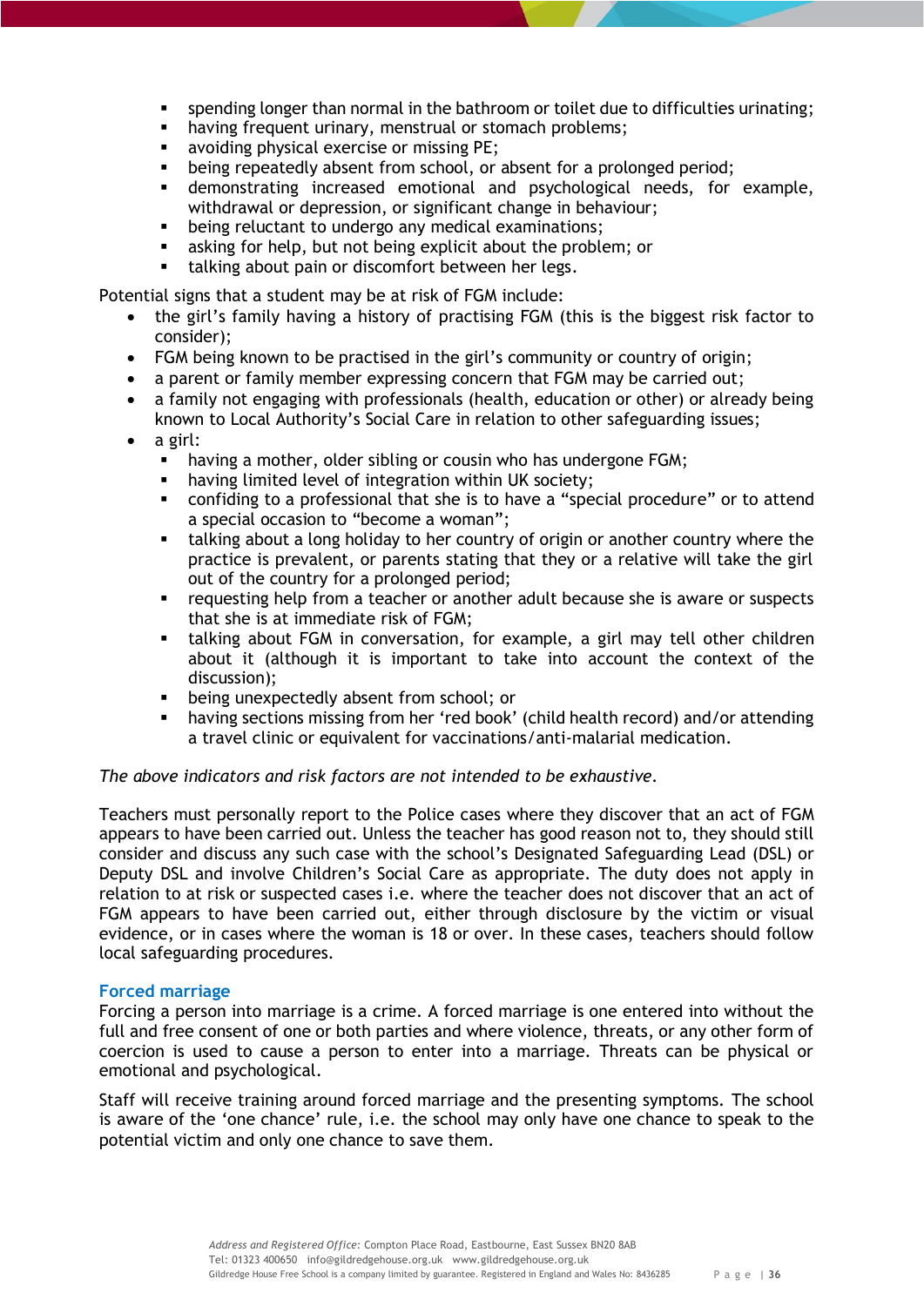- spending longer than normal in the bathroom or toilet due to difficulties urinating;
- having frequent urinary, menstrual or stomach problems;
- avoiding physical exercise or missing PE;
- being repeatedly absent from school, or absent for a prolonged period;
- demonstrating increased emotional and psychological needs, for example, withdrawal or depression, or significant change in behaviour;
- being reluctant to undergo any medical examinations;
- asking for help, but not being explicit about the problem; or
- talking about pain or discomfort between her legs.

Potential signs that a student may be at risk of FGM include:

- the girl's family having a history of practising FGM (this is the biggest risk factor to consider);
- FGM being known to be practised in the girl's community or country of origin;
- a parent or family member expressing concern that FGM may be carried out;
- a family not engaging with professionals (health, education or other) or already being known to Local Authority's Social Care in relation to other safeguarding issues;
- a girl:
    - having a mother, older sibling or cousin who has undergone FGM;
    - having limited level of integration within UK society;
    - confiding to a professional that she is to have a "special procedure" or to attend a special occasion to "become a woman";
    - talking about a long holiday to her country of origin or another country where the practice is prevalent, or parents stating that they or a relative will take the girl out of the country for a prolonged period;
    - requesting help from a teacher or another adult because she is aware or suspects that she is at immediate risk of FGM;
    - talking about FGM in conversation, for example, a girl may tell other children about it (although it is important to take into account the context of the discussion);
    - being unexpectedly absent from school; or
    - having sections missing from her 'red book' (child health record) and/or attending a travel clinic or equivalent for vaccinations/anti-malarial medication.

*The above indicators and risk factors are not intended to be exhaustive.*

Teachers must personally report to the Police cases where they discover that an act of FGM appears to have been carried out. Unless the teacher has good reason not to, they should still consider and discuss any such case with the school's Designated Safeguarding Lead (DSL) or Deputy DSL and involve Children's Social Care as appropriate. The duty does not apply in relation to at risk or suspected cases i.e. where the teacher does not discover that an act of FGM appears to have been carried out, either through disclosure by the victim or visual evidence, or in cases where the woman is 18 or over. In these cases, teachers should follow local safeguarding procedures.

### Forced marriage

Forcing a person into marriage is a crime. A forced marriage is one entered into without the full and free consent of one or both parties and where violence, threats, or any other form of coercion is used to cause a person to enter into a marriage. Threats can be physical or emotional and psychological.

Staff will receive training around forced marriage and the presenting symptoms. The school is aware of the 'one chance' rule, i.e. the school may only have one chance to speak to the potential victim and only one chance to save them.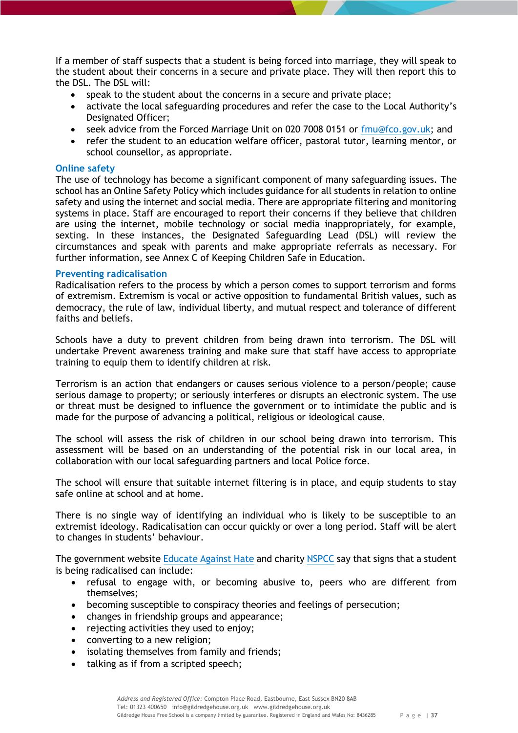If a member of staff suspects that a student is being forced into marriage, they will speak to the student about their concerns in a secure and private place. They will then report this to the DSL. The DSL will:

- speak to the student about the concerns in a secure and private place;
- activate the local safeguarding procedures and refer the case to the Local Authority's Designated Officer;
- seek advice from the Forced Marriage Unit on 020 7008 0151 or [fmu@fco.gov.uk](mailto:fmu@fco.gov.uk); and
- refer the student to an education welfare officer, pastoral tutor, learning mentor, or school counsellor, as appropriate.

### Online safety

The use of technology has become a significant component of many safeguarding issues. The school has an Online Safety Policy which includes guidance for all students in relation to online safety and using the internet and social media. There are appropriate filtering and monitoring systems in place. Staff are encouraged to report their concerns if they believe that children are using the internet, mobile technology or social media inappropriately, for example, sexting. In these instances, the Designated Safeguarding Lead (DSL) will review the circumstances and speak with parents and make appropriate referrals as necessary. For further information, see Annex C of Keeping Children Safe in Education.

### Preventing radicalisation

Radicalisation refers to the process by which a person comes to support terrorism and forms of extremism. Extremism is vocal or active opposition to fundamental British values, such as democracy, the rule of law, individual liberty, and mutual respect and tolerance of different faiths and beliefs.

Schools have a duty to prevent children from being drawn into terrorism. The DSL will undertake Prevent awareness training and make sure that staff have access to appropriate training to equip them to identify children at risk.

Terrorism is an action that endangers or causes serious violence to a person/people; cause serious damage to property; or seriously interferes or disrupts an electronic system. The use or threat must be designed to influence the government or to intimidate the public and is made for the purpose of advancing a political, religious or ideological cause.

The school will assess the risk of children in our school being drawn into terrorism. This assessment will be based on an understanding of the potential risk in our local area, in collaboration with our local safeguarding partners and local Police force.

The school will ensure that suitable internet filtering is in place, and equip students to stay safe online at school and at home.

There is no single way of identifying an individual who is likely to be susceptible to an extremist ideology. Radicalisation can occur quickly or over a long period. Staff will be alert to changes in students' behaviour.

The government website Educate Against Hate and charity NSPCC say that signs that a student is being radicalised can include:

- refusal to engage with, or becoming abusive to, peers who are different from themselves;
- becoming susceptible to conspiracy theories and feelings of persecution;
- changes in friendship groups and appearance;
- rejecting activities they used to enjoy;
- converting to a new religion;
- isolating themselves from family and friends;
- talking as if from a scripted speech;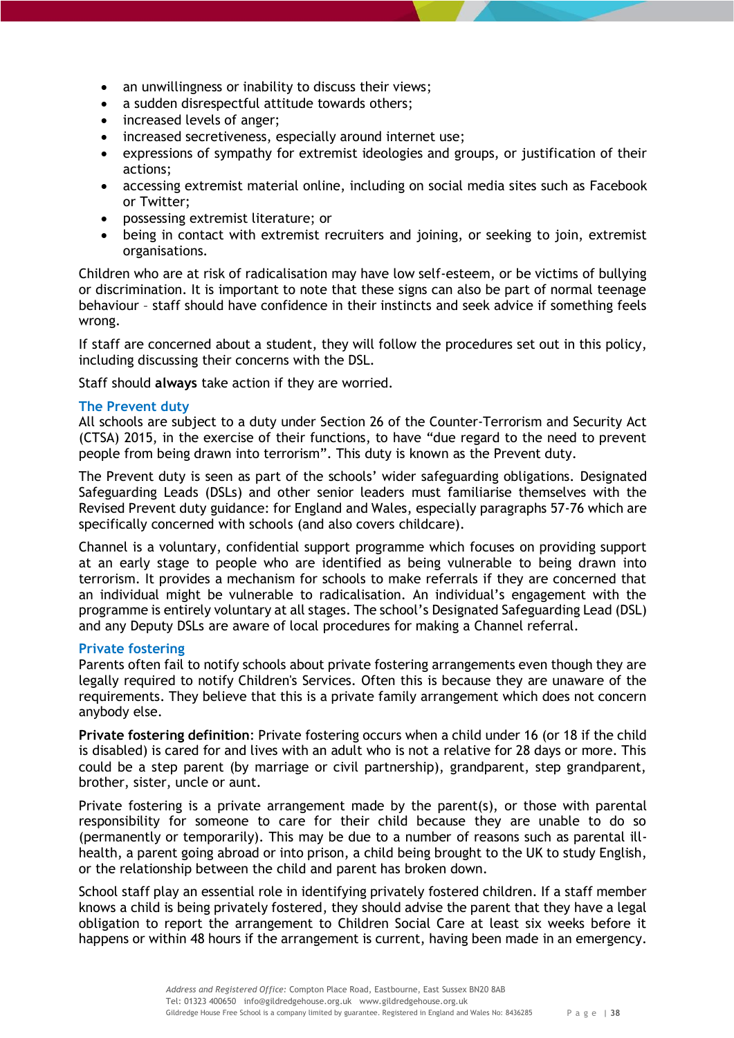- an unwillingness or inability to discuss their views;
- a sudden disrespectful attitude towards others;
- increased levels of anger;
- increased secretiveness, especially around internet use;
- expressions of sympathy for extremist ideologies and groups, or justification of their actions;
- accessing extremist material online, including on social media sites such as Facebook or Twitter;
- possessing extremist literature; or
- being in contact with extremist recruiters and joining, or seeking to join, extremist organisations.

Children who are at risk of radicalisation may have low self-esteem, or be victims of bullying or discrimination. It is important to note that these signs can also be part of normal teenage behaviour – staff should have confidence in their instincts and seek advice if something feels wrong.

If staff are concerned about a student, they will follow the procedures set out in this policy, including discussing their concerns with the DSL.

Staff should **always** take action if they are worried.

### The Prevent duty

All schools are subject to a duty under Section 26 of the Counter-Terrorism and Security Act (CTSA) 2015, in the exercise of their functions, to have "due regard to the need to prevent people from being drawn into terrorism". This duty is known as the Prevent duty.

The Prevent duty is seen as part of the schools' wider safeguarding obligations. Designated Safeguarding Leads (DSLs) and other senior leaders must familiarise themselves with the Revised Prevent duty guidance: for England and Wales, especially paragraphs 57-76 which are specifically concerned with schools (and also covers childcare).

Channel is a voluntary, confidential support programme which focuses on providing support at an early stage to people who are identified as being vulnerable to being drawn into terrorism. It provides a mechanism for schools to make referrals if they are concerned that an individual might be vulnerable to radicalisation. An individual's engagement with the programme is entirely voluntary at all stages. The school's Designated Safeguarding Lead (DSL) and any Deputy DSLs are aware of local procedures for making a Channel referral.

### Private fostering

Parents often fail to notify schools about private fostering arrangements even though they are legally required to notify Children's Services. Often this is because they are unaware of the requirements. They believe that this is a private family arrangement which does not concern anybody else.

**Private fostering definition**: Private fostering occurs when a child under 16 (or 18 if the child is disabled) is cared for and lives with an adult who is not a relative for 28 days or more. This could be a step parent (by marriage or civil partnership), grandparent, step grandparent, brother, sister, uncle or aunt.

Private fostering is a private arrangement made by the parent(s), or those with parental responsibility for someone to care for their child because they are unable to do so (permanently or temporarily). This may be due to a number of reasons such as parental ill-health, a parent going abroad or into prison, a child being brought to the UK to study English, or the relationship between the child and parent has broken down.

School staff play an essential role in identifying privately fostered children. If a staff member knows a child is being privately fostered, they should advise the parent that they have a legal obligation to report the arrangement to Children Social Care at least six weeks before it happens or within 48 hours if the arrangement is current, having been made in an emergency.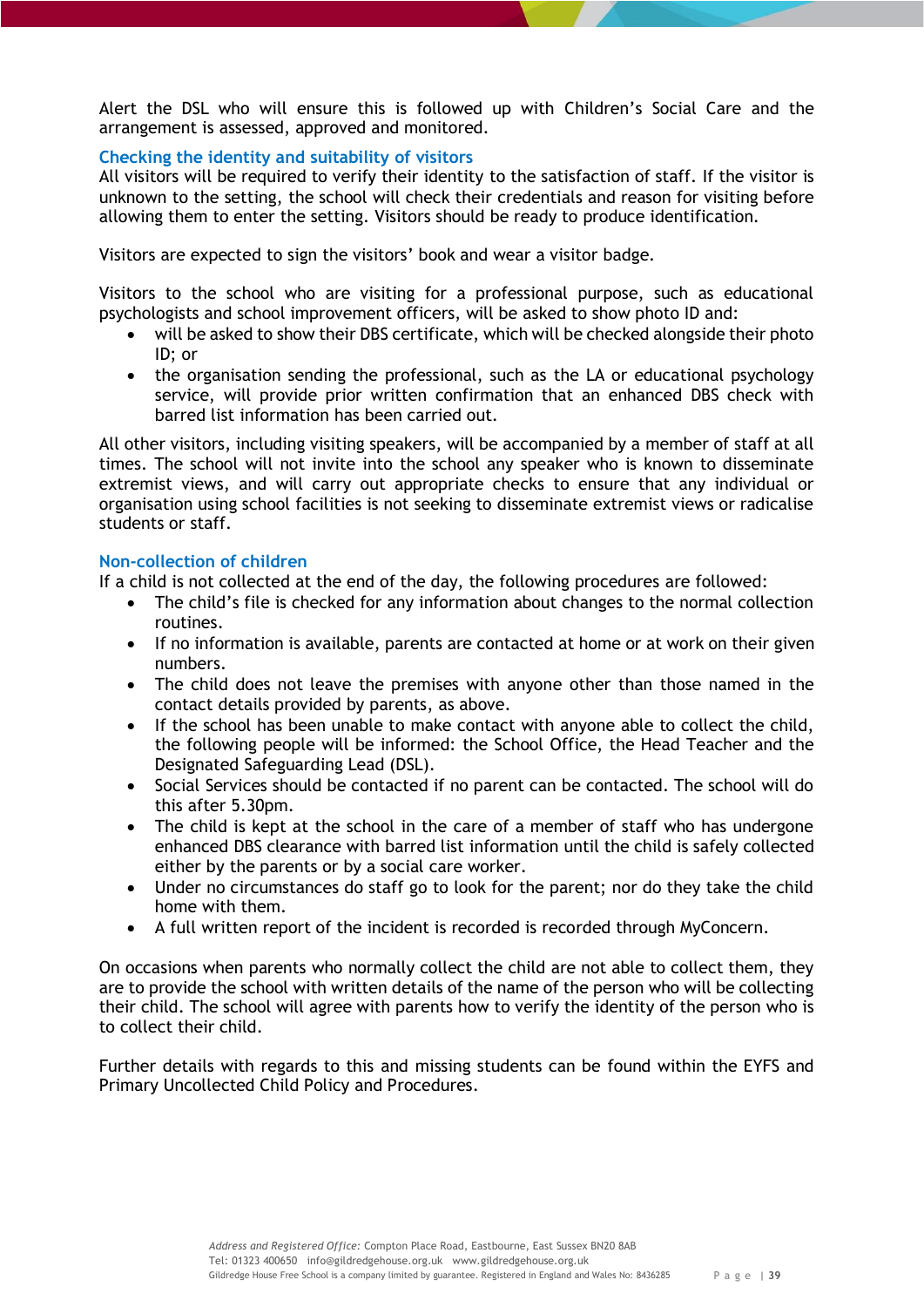Alert the DSL who will ensure this is followed up with Children's Social Care and the arrangement is assessed, approved and monitored.

### Checking the identity and suitability of visitors

All visitors will be required to verify their identity to the satisfaction of staff. If the visitor is unknown to the setting, the school will check their credentials and reason for visiting before allowing them to enter the setting. Visitors should be ready to produce identification.

Visitors are expected to sign the visitors' book and wear a visitor badge.

Visitors to the school who are visiting for a professional purpose, such as educational psychologists and school improvement officers, will be asked to show photo ID and:

- will be asked to show their DBS certificate, which will be checked alongside their photo ID; or
- the organisation sending the professional, such as the LA or educational psychology service, will provide prior written confirmation that an enhanced DBS check with barred list information has been carried out.

All other visitors, including visiting speakers, will be accompanied by a member of staff at all times. The school will not invite into the school any speaker who is known to disseminate extremist views, and will carry out appropriate checks to ensure that any individual or organisation using school facilities is not seeking to disseminate extremist views or radicalise students or staff.

### Non-collection of children

If a child is not collected at the end of the day, the following procedures are followed:

- The child's file is checked for any information about changes to the normal collection routines.
- If no information is available, parents are contacted at home or at work on their given numbers.
- The child does not leave the premises with anyone other than those named in the contact details provided by parents, as above.
- If the school has been unable to make contact with anyone able to collect the child, the following people will be informed: the School Office, the Head Teacher and the Designated Safeguarding Lead (DSL).
- Social Services should be contacted if no parent can be contacted. The school will do this after 5.30pm.
- The child is kept at the school in the care of a member of staff who has undergone enhanced DBS clearance with barred list information until the child is safely collected either by the parents or by a social care worker.
- Under no circumstances do staff go to look for the parent; nor do they take the child home with them.
- A full written report of the incident is recorded is recorded through MyConcern.

On occasions when parents who normally collect the child are not able to collect them, they are to provide the school with written details of the name of the person who will be collecting their child. The school will agree with parents how to verify the identity of the person who is to collect their child.

Further details with regards to this and missing students can be found within the EYFS and Primary Uncollected Child Policy and Procedures.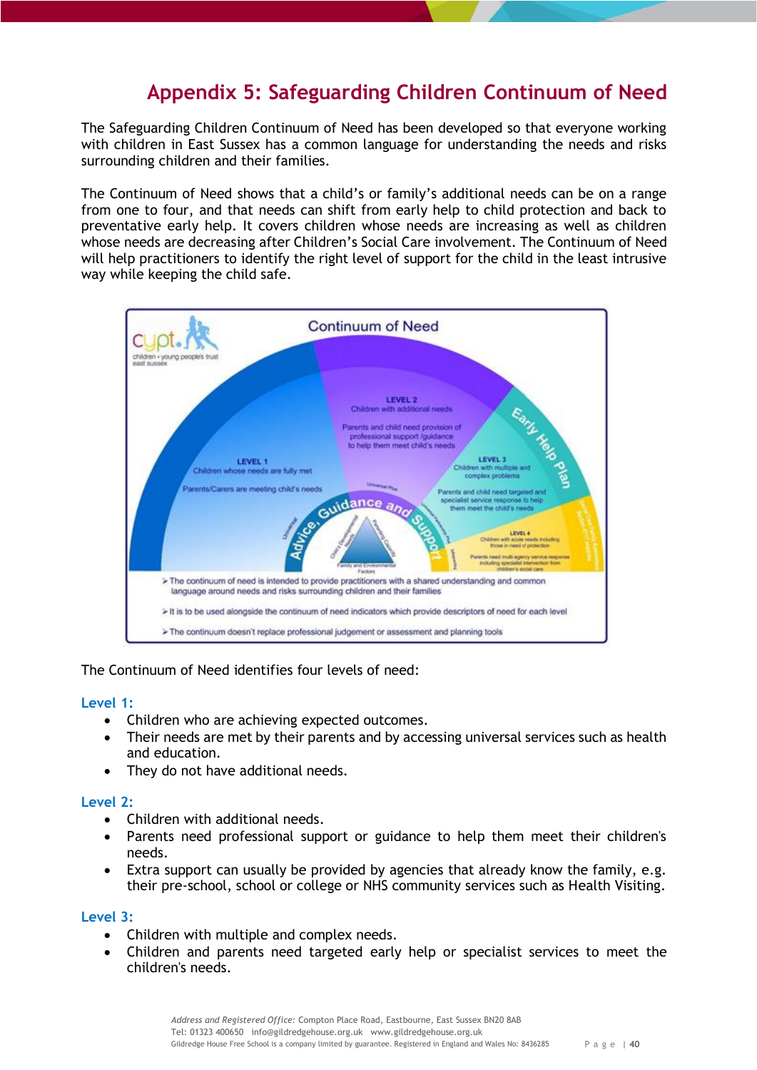# Appendix 5: Safeguarding Children Continuum of Need

The Safeguarding Children Continuum of Need has been developed so that everyone working with children in East Sussex has a common language for understanding the needs and risks surrounding children and their families.

The Continuum of Need shows that a child's or family's additional needs can be on a range from one to four, and that needs can shift from early help to child protection and back to preventative early help. It covers children whose needs are increasing as well as children whose needs are decreasing after Children's Social Care involvement. The Continuum of Need will help practitioners to identify the right level of support for the child in the least intrusive way while keeping the child safe.

The Continuum of Need identifies four levels of need:

**Level 1:**

- Children who are achieving expected outcomes.
- Their needs are met by their parents and by accessing universal services such as health and education.
- They do not have additional needs.

**Level 2:**

- Children with additional needs.
- Parents need professional support or guidance to help them meet their children's needs.
- Extra support can usually be provided by agencies that already know the family, e.g. their pre-school, school or college or NHS community services such as Health Visiting.

**Level 3:**

- Children with multiple and complex needs.
- Children and parents need targeted early help or specialist services to meet the children's needs.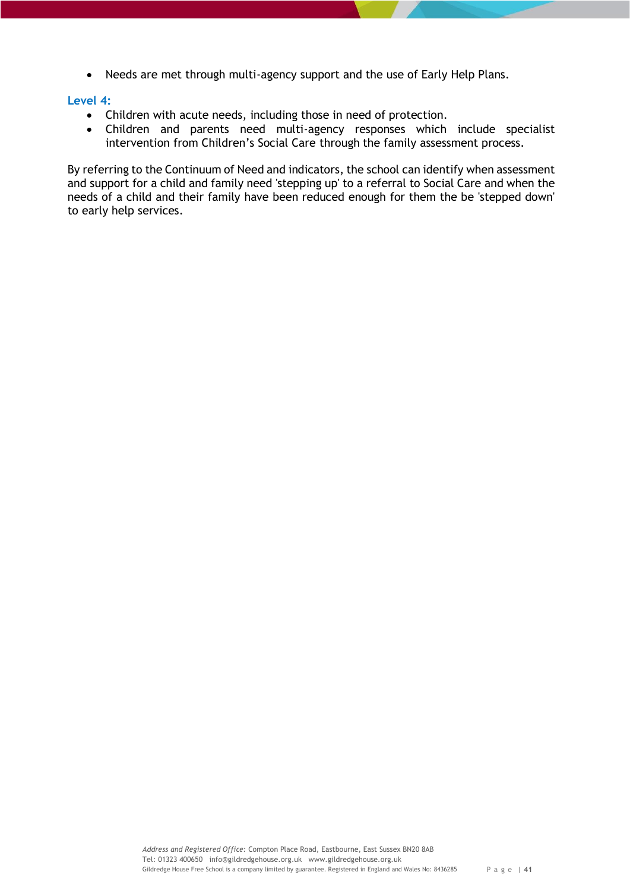- Needs are met through multi-agency support and the use of Early Help Plans.

### Level 4:

- Children with acute needs, including those in need of protection.
- Children and parents need multi-agency responses which include specialist intervention from Children's Social Care through the family assessment process.

By referring to the Continuum of Need and indicators, the school can identify when assessment and support for a child and family need 'stepping up' to a referral to Social Care and when the needs of a child and their family have been reduced enough for them the be 'stepped down' to early help services.